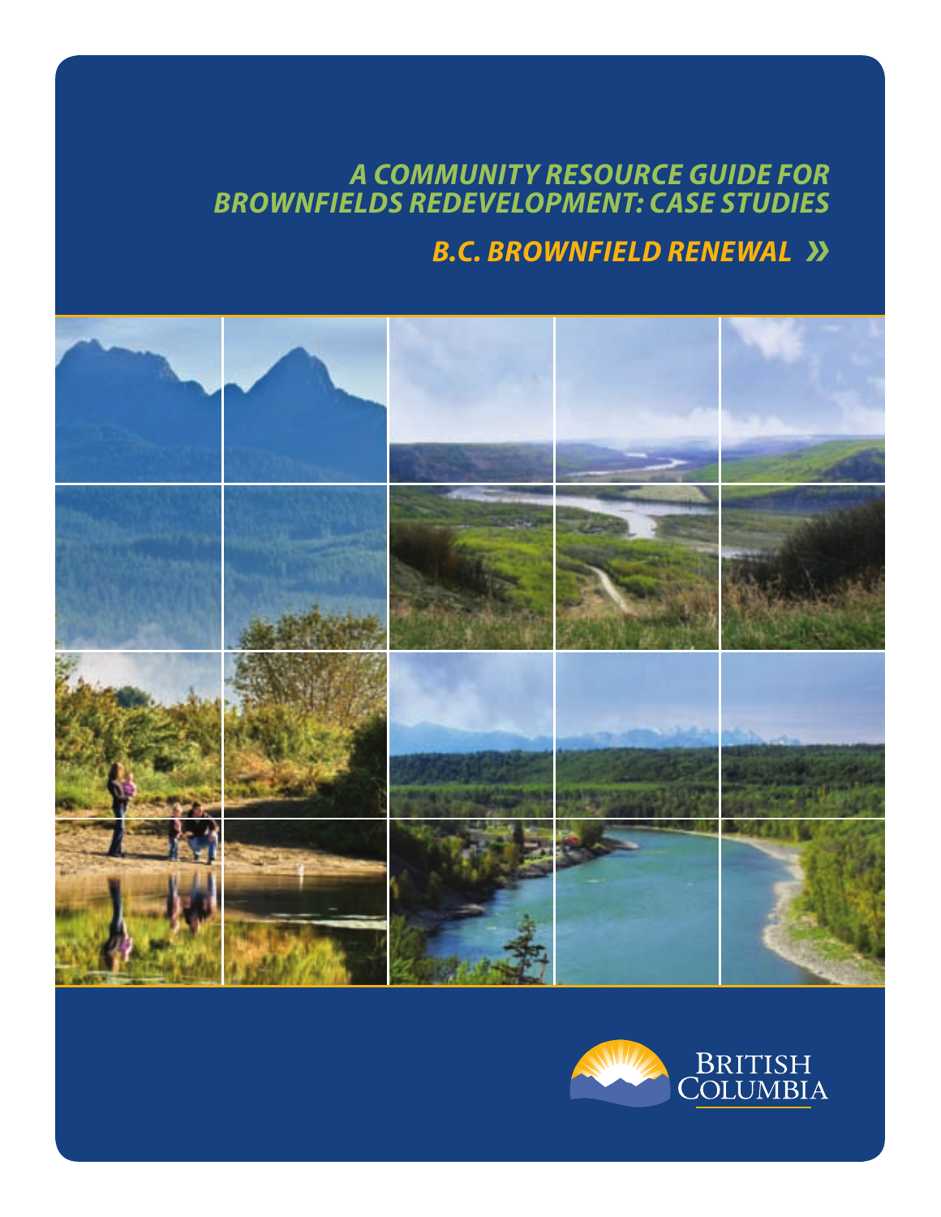# A COMMUNITY RESOURCE GUIDE FOR BROWNFIELDS REDEVELOPMENT: CASE STUDIES

## B.C. BROWNFIELD RENEWAL »

BRITISH COLUMBIA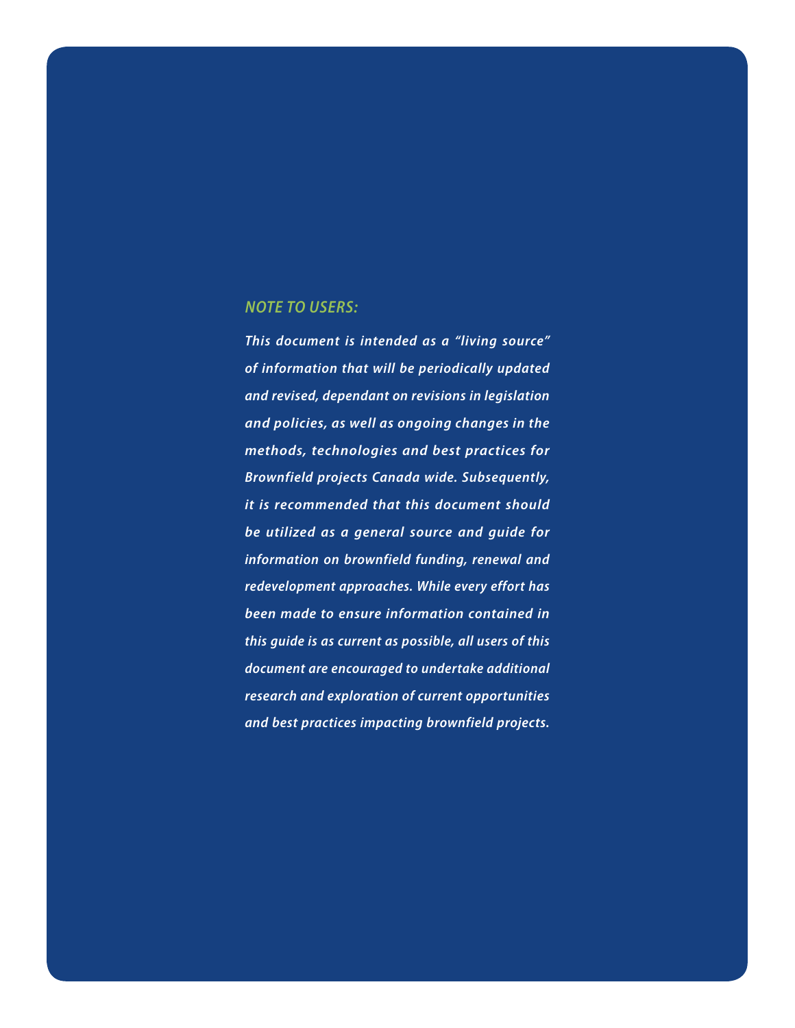## *NOTE TO USERS:*

*This document is intended as a "living source" of information that will be periodically updated and revised, dependant on revisions in legislation and policies, as well as ongoing changes in the methods, technologies and best practices for Brownfield projects Canada wide. Subsequently, it is recommended that this document should be utilized as a general source and guide for information on brownfield funding, renewal and redevelopment approaches. While every effort has been made to ensure information contained in this guide is as current as possible, all users of this document are encouraged to undertake additional research and exploration of current opportunities and best practices impacting brownfield projects.*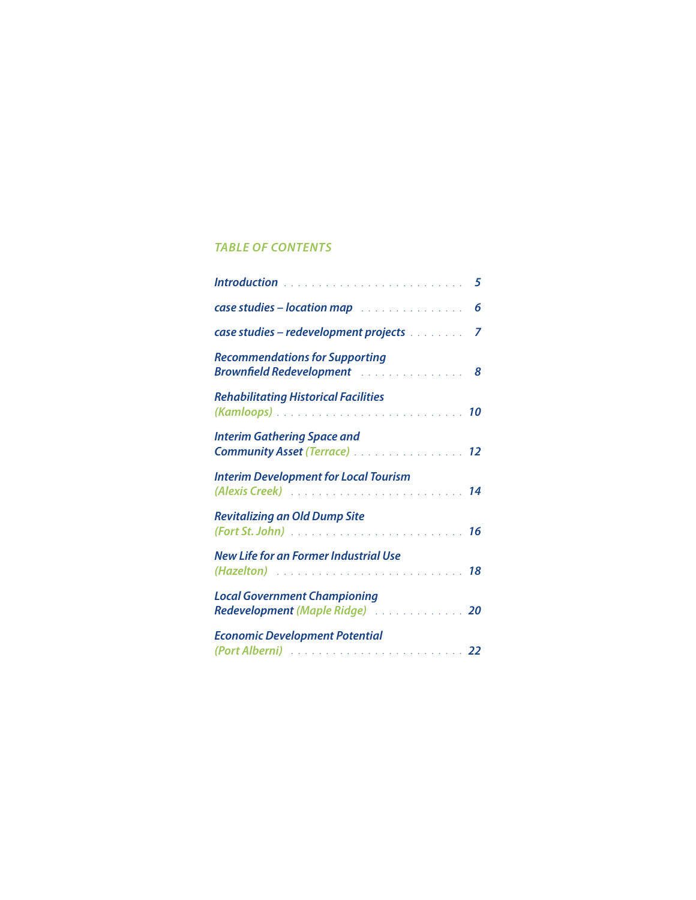## TABLE OF CONTENTS

| | |
|---|---|
| Introduction | 5 |
| case studies – location map | 6 |
| case studies – redevelopment projects | 7 |
| Recommendations for Supporting Brownfield Redevelopment | 8 |
| Rehabilitating Historical Facilities (Kamloops) | 10 |
| Interim Gathering Space and Community Asset (Terrace) | 12 |
| Interim Development for Local Tourism (Alexis Creek) | 14 |
| Revitalizing an Old Dump Site (Fort St. John) | 16 |
| New Life for an Former Industrial Use (Hazelton) | 18 |
| Local Government Championing Redevelopment (Maple Ridge) | 20 |
| Economic Development Potential (Port Alberni) | 22 |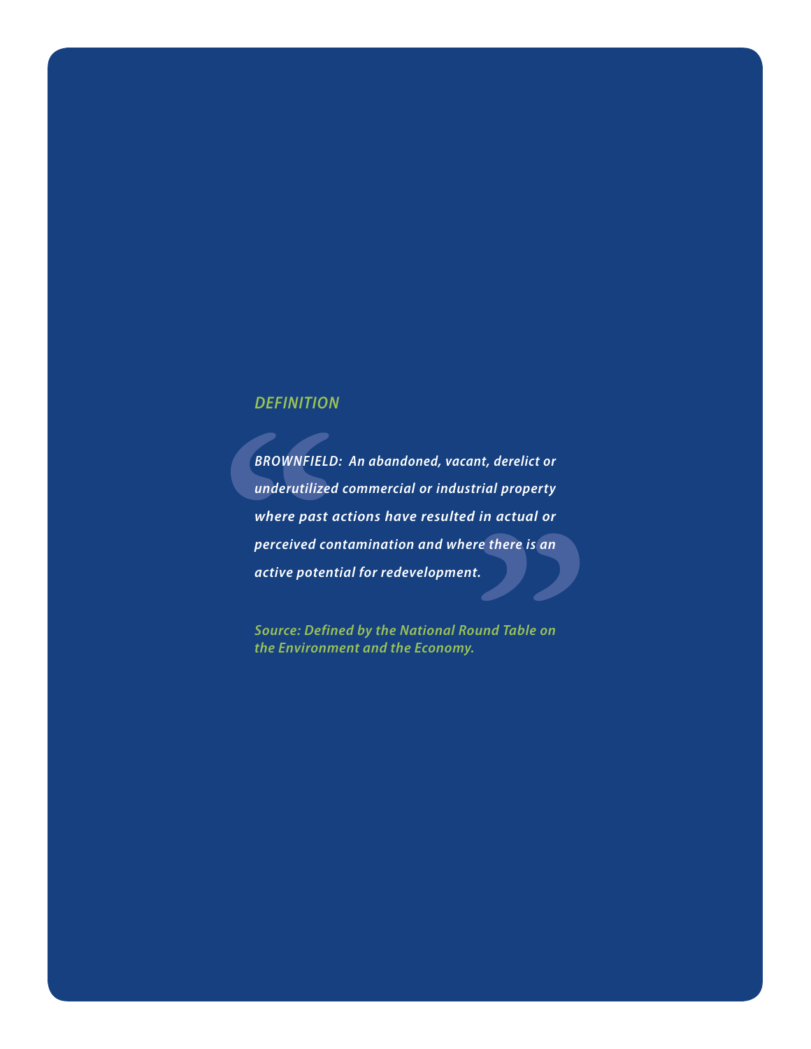*DEFINITION*

> *BROWNFIELD: An abandoned, vacant, derelict or underutilized commercial or industrial property where past actions have resulted in actual or perceived contamination and where there is an active potential for redevelopment.*

*Source: Defined by the National Round Table on the Environment and the Economy.*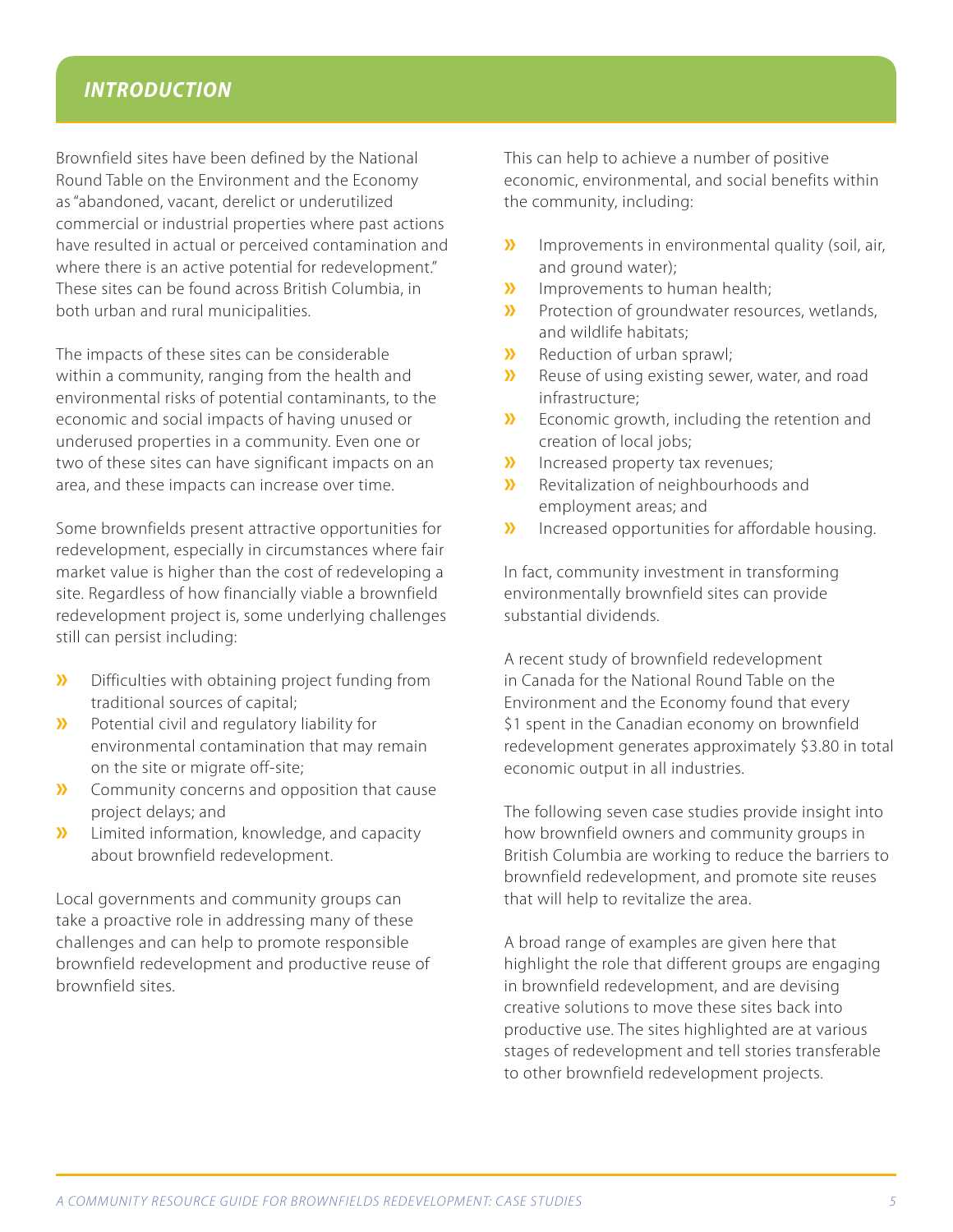## *INTRODUCTION*

Brownfield sites have been defined by the National Round Table on the Environment and the Economy as "abandoned, vacant, derelict or underutilized commercial or industrial properties where past actions have resulted in actual or perceived contamination and where there is an active potential for redevelopment." These sites can be found across British Columbia, in both urban and rural municipalities.

The impacts of these sites can be considerable within a community, ranging from the health and environmental risks of potential contaminants, to the economic and social impacts of having unused or underused properties in a community. Even one or two of these sites can have significant impacts on an area, and these impacts can increase over time.

Some brownfields present attractive opportunities for redevelopment, especially in circumstances where fair market value is higher than the cost of redeveloping a site. Regardless of how financially viable a brownfield redevelopment project is, some underlying challenges still can persist including:

- Difficulties with obtaining project funding from traditional sources of capital;
- Potential civil and regulatory liability for environmental contamination that may remain on the site or migrate off-site;
- Community concerns and opposition that cause project delays; and
- Limited information, knowledge, and capacity about brownfield redevelopment.

Local governments and community groups can take a proactive role in addressing many of these challenges and can help to promote responsible brownfield redevelopment and productive reuse of brownfield sites.

This can help to achieve a number of positive economic, environmental, and social benefits within the community, including:

- Improvements in environmental quality (soil, air, and ground water);
- Improvements to human health;
- Protection of groundwater resources, wetlands, and wildlife habitats;
- Reduction of urban sprawl;
- Reuse of using existing sewer, water, and road infrastructure;
- Economic growth, including the retention and creation of local jobs;
- Increased property tax revenues;
- Revitalization of neighbourhoods and employment areas; and
- Increased opportunities for affordable housing.

In fact, community investment in transforming environmentally brownfield sites can provide substantial dividends.

A recent study of brownfield redevelopment in Canada for the National Round Table on the Environment and the Economy found that every $1 spent in the Canadian economy on brownfield redevelopment generates approximately $3.80 in total economic output in all industries.

The following seven case studies provide insight into how brownfield owners and community groups in British Columbia are working to reduce the barriers to brownfield redevelopment, and promote site reuses that will help to revitalize the area.

A broad range of examples are given here that highlight the role that different groups are engaging in brownfield redevelopment, and are devising creative solutions to move these sites back into productive use. The sites highlighted are at various stages of redevelopment and tell stories transferable to other brownfield redevelopment projects.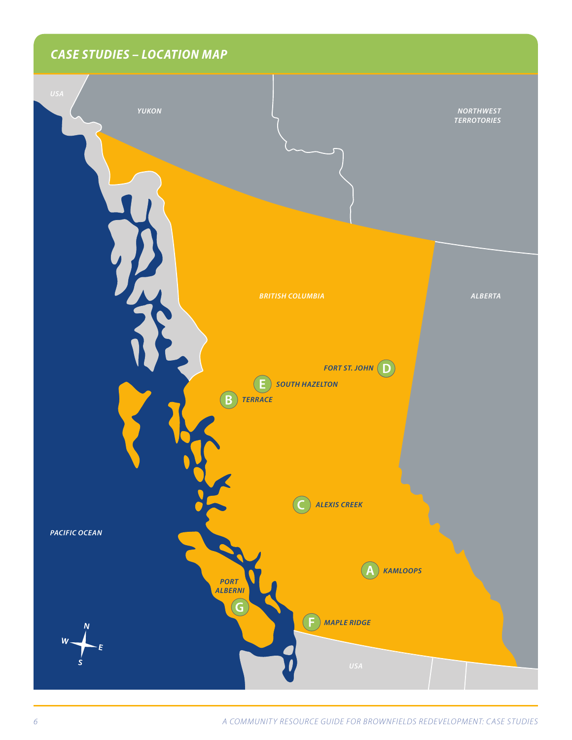## CASE STUDIES – LOCATION MAP

USA

YUKON

NORTHWEST TERROTORIES

BRITISH COLUMBIA

ALBERTA

PACIFIC OCEAN

D FORT ST. JOHN

E SOUTH HAZELTON

B TERRACE

C ALEXIS CREEK

A KAMLOOPS

G PORT ALBERNI

F MAPLE RIDGE

USA

N W E S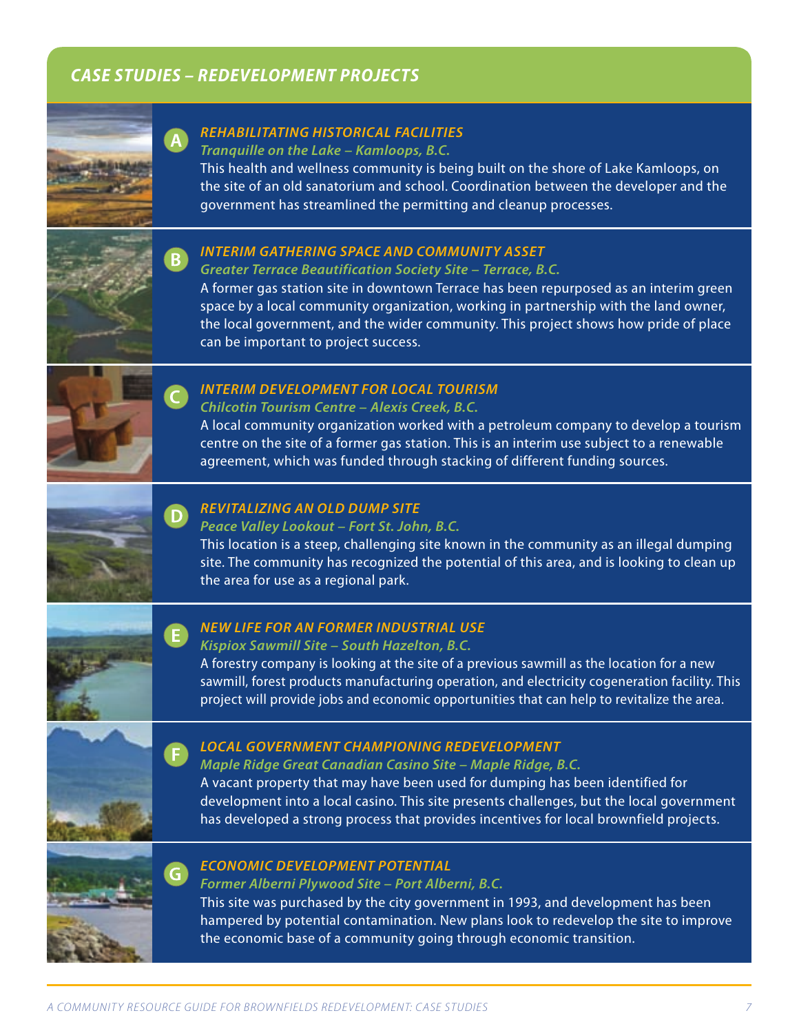## CASE STUDIES – REDEVELOPMENT PROJECTS

### A — REHABILITATING HISTORICAL FACILITIES

*Tranquille on the Lake – Kamloops, B.C.*

This health and wellness community is being built on the shore of Lake Kamloops, on the site of an old sanatorium and school. Coordination between the developer and the government has streamlined the permitting and cleanup processes.

### B — INTERIM GATHERING SPACE AND COMMUNITY ASSET

*Greater Terrace Beautification Society Site – Terrace, B.C.*

A former gas station site in downtown Terrace has been repurposed as an interim green space by a local community organization, working in partnership with the land owner, the local government, and the wider community. This project shows how pride of place can be important to project success.

### C — INTERIM DEVELOPMENT FOR LOCAL TOURISM

*Chilcotin Tourism Centre – Alexis Creek, B.C.*

A local community organization worked with a petroleum company to develop a tourism centre on the site of a former gas station. This is an interim use subject to a renewable agreement, which was funded through stacking of different funding sources.

### D — REVITALIZING AN OLD DUMP SITE

*Peace Valley Lookout – Fort St. John, B.C.*

This location is a steep, challenging site known in the community as an illegal dumping site. The community has recognized the potential of this area, and is looking to clean up the area for use as a regional park.

### E — NEW LIFE FOR AN FORMER INDUSTRIAL USE

*Kispiox Sawmill Site – South Hazelton, B.C.*

A forestry company is looking at the site of a previous sawmill as the location for a new sawmill, forest products manufacturing operation, and electricity cogeneration facility. This project will provide jobs and economic opportunities that can help to revitalize the area.

### F — LOCAL GOVERNMENT CHAMPIONING REDEVELOPMENT

*Maple Ridge Great Canadian Casino Site – Maple Ridge, B.C.*

A vacant property that may have been used for dumping has been identified for development into a local casino. This site presents challenges, but the local government has developed a strong process that provides incentives for local brownfield projects.

### G — ECONOMIC DEVELOPMENT POTENTIAL

*Former Alberni Plywood Site – Port Alberni, B.C.*

This site was purchased by the city government in 1993, and development has been hampered by potential contamination. New plans look to redevelop the site to improve the economic base of a community going through economic transition.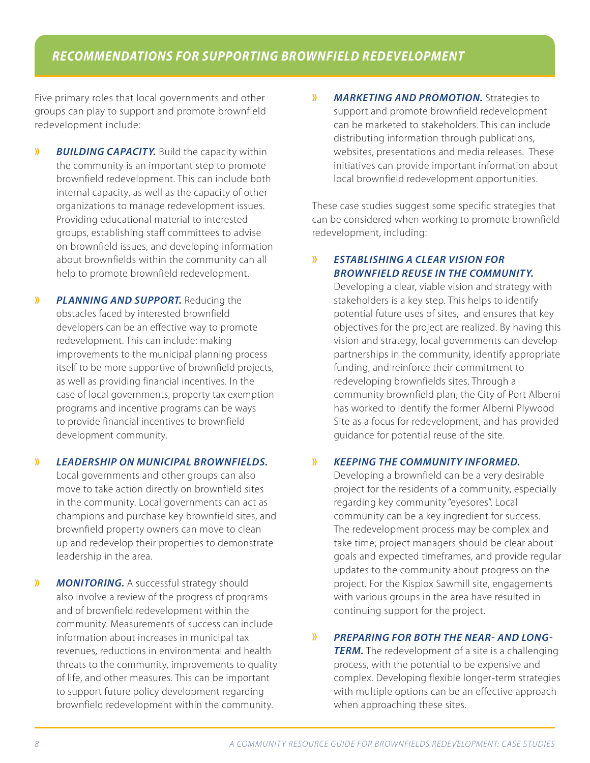## RECOMMENDATIONS FOR SUPPORTING BROWNFIELD REDEVELOPMENT

Five primary roles that local governments and other groups can play to support and promote brownfield redevelopment include:

- ***BUILDING CAPACITY.*** Build the capacity within the community is an important step to promote brownfield redevelopment. This can include both internal capacity, as well as the capacity of other organizations to manage redevelopment issues. Providing educational material to interested groups, establishing staff committees to advise on brownfield issues, and developing information about brownfields within the community can all help to promote brownfield redevelopment.

- ***PLANNING AND SUPPORT.*** Reducing the obstacles faced by interested brownfield developers can be an effective way to promote redevelopment. This can include: making improvements to the municipal planning process itself to be more supportive of brownfield projects, as well as providing financial incentives. In the case of local governments, property tax exemption programs and incentive programs can be ways to provide financial incentives to brownfield development community.

- ***LEADERSHIP ON MUNICIPAL BROWNFIELDS.*** Local governments and other groups can also move to take action directly on brownfield sites in the community. Local governments can act as champions and purchase key brownfield sites, and brownfield property owners can move to clean up and redevelop their properties to demonstrate leadership in the area.

- ***MONITORING.*** A successful strategy should also involve a review of the progress of programs and of brownfield redevelopment within the community. Measurements of success can include information about increases in municipal tax revenues, reductions in environmental and health threats to the community, improvements to quality of life, and other measures. This can be important to support future policy development regarding brownfield redevelopment within the community.

- ***MARKETING AND PROMOTION.*** Strategies to support and promote brownfield redevelopment can be marketed to stakeholders. This can include distributing information through publications, websites, presentations and media releases. These initiatives can provide important information about local brownfield redevelopment opportunities.

These case studies suggest some specific strategies that can be considered when working to promote brownfield redevelopment, including:

- ***ESTABLISHING A CLEAR VISION FOR BROWNFIELD REUSE IN THE COMMUNITY.*** Developing a clear, viable vision and strategy with stakeholders is a key step. This helps to identify potential future uses of sites, and ensures that key objectives for the project are realized. By having this vision and strategy, local governments can develop partnerships in the community, identify appropriate funding, and reinforce their commitment to redeveloping brownfields sites. Through a community brownfield plan, the City of Port Alberni has worked to identify the former Alberni Plywood Site as a focus for redevelopment, and has provided guidance for potential reuse of the site.

- ***KEEPING THE COMMUNITY INFORMED.*** Developing a brownfield can be a very desirable project for the residents of a community, especially regarding key community "eyesores". Local community can be a key ingredient for success. The redevelopment process may be complex and take time; project managers should be clear about goals and expected timeframes, and provide regular updates to the community about progress on the project. For the Kispiox Sawmill site, engagements with various groups in the area have resulted in continuing support for the project.

- ***PREPARING FOR BOTH THE NEAR- AND LONG-TERM.*** The redevelopment of a site is a challenging process, with the potential to be expensive and complex. Developing flexible longer-term strategies with multiple options can be an effective approach when approaching these sites.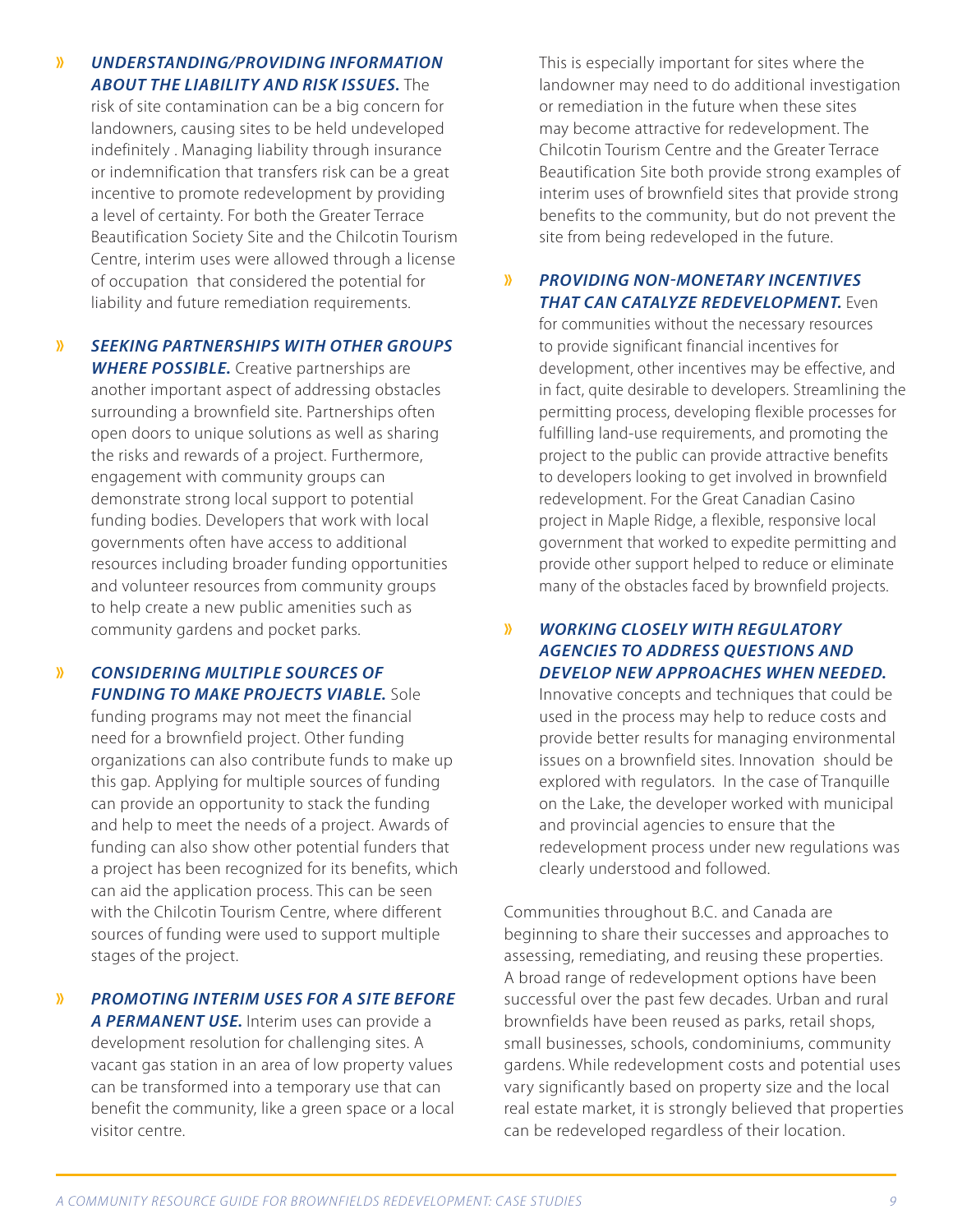- ***UNDERSTANDING/PROVIDING INFORMATION ABOUT THE LIABILITY AND RISK ISSUES.*** The risk of site contamination can be a big concern for landowners, causing sites to be held undeveloped indefinitely . Managing liability through insurance or indemnification that transfers risk can be a great incentive to promote redevelopment by providing a level of certainty. For both the Greater Terrace Beautification Society Site and the Chilcotin Tourism Centre, interim uses were allowed through a license of occupation that considered the potential for liability and future remediation requirements.

- ***SEEKING PARTNERSHIPS WITH OTHER GROUPS WHERE POSSIBLE.*** Creative partnerships are another important aspect of addressing obstacles surrounding a brownfield site. Partnerships often open doors to unique solutions as well as sharing the risks and rewards of a project. Furthermore, engagement with community groups can demonstrate strong local support to potential funding bodies. Developers that work with local governments often have access to additional resources including broader funding opportunities and volunteer resources from community groups to help create a new public amenities such as community gardens and pocket parks.

- ***CONSIDERING MULTIPLE SOURCES OF FUNDING TO MAKE PROJECTS VIABLE.*** Sole funding programs may not meet the financial need for a brownfield project. Other funding organizations can also contribute funds to make up this gap. Applying for multiple sources of funding can provide an opportunity to stack the funding and help to meet the needs of a project. Awards of funding can also show other potential funders that a project has been recognized for its benefits, which can aid the application process. This can be seen with the Chilcotin Tourism Centre, where different sources of funding were used to support multiple stages of the project.

- ***PROMOTING INTERIM USES FOR A SITE BEFORE A PERMANENT USE.*** Interim uses can provide a development resolution for challenging sites. A vacant gas station in an area of low property values can be transformed into a temporary use that can benefit the community, like a green space or a local visitor centre.

  This is especially important for sites where the landowner may need to do additional investigation or remediation in the future when these sites may become attractive for redevelopment. The Chilcotin Tourism Centre and the Greater Terrace Beautification Site both provide strong examples of interim uses of brownfield sites that provide strong benefits to the community, but do not prevent the site from being redeveloped in the future.

- ***PROVIDING NON-MONETARY INCENTIVES THAT CAN CATALYZE REDEVELOPMENT.*** Even for communities without the necessary resources to provide significant financial incentives for development, other incentives may be effective, and in fact, quite desirable to developers. Streamlining the permitting process, developing flexible processes for fulfilling land-use requirements, and promoting the project to the public can provide attractive benefits to developers looking to get involved in brownfield redevelopment. For the Great Canadian Casino project in Maple Ridge, a flexible, responsive local government that worked to expedite permitting and provide other support helped to reduce or eliminate many of the obstacles faced by brownfield projects.

- ***WORKING CLOSELY WITH REGULATORY AGENCIES TO ADDRESS QUESTIONS AND DEVELOP NEW APPROACHES WHEN NEEDED.*** Innovative concepts and techniques that could be used in the process may help to reduce costs and provide better results for managing environmental issues on a brownfield sites. Innovation should be explored with regulators. In the case of Tranquille on the Lake, the developer worked with municipal and provincial agencies to ensure that the redevelopment process under new regulations was clearly understood and followed.

Communities throughout B.C. and Canada are beginning to share their successes and approaches to assessing, remediating, and reusing these properties. A broad range of redevelopment options have been successful over the past few decades. Urban and rural brownfields have been reused as parks, retail shops, small businesses, schools, condominiums, community gardens. While redevelopment costs and potential uses vary significantly based on property size and the local real estate market, it is strongly believed that properties can be redeveloped regardless of their location.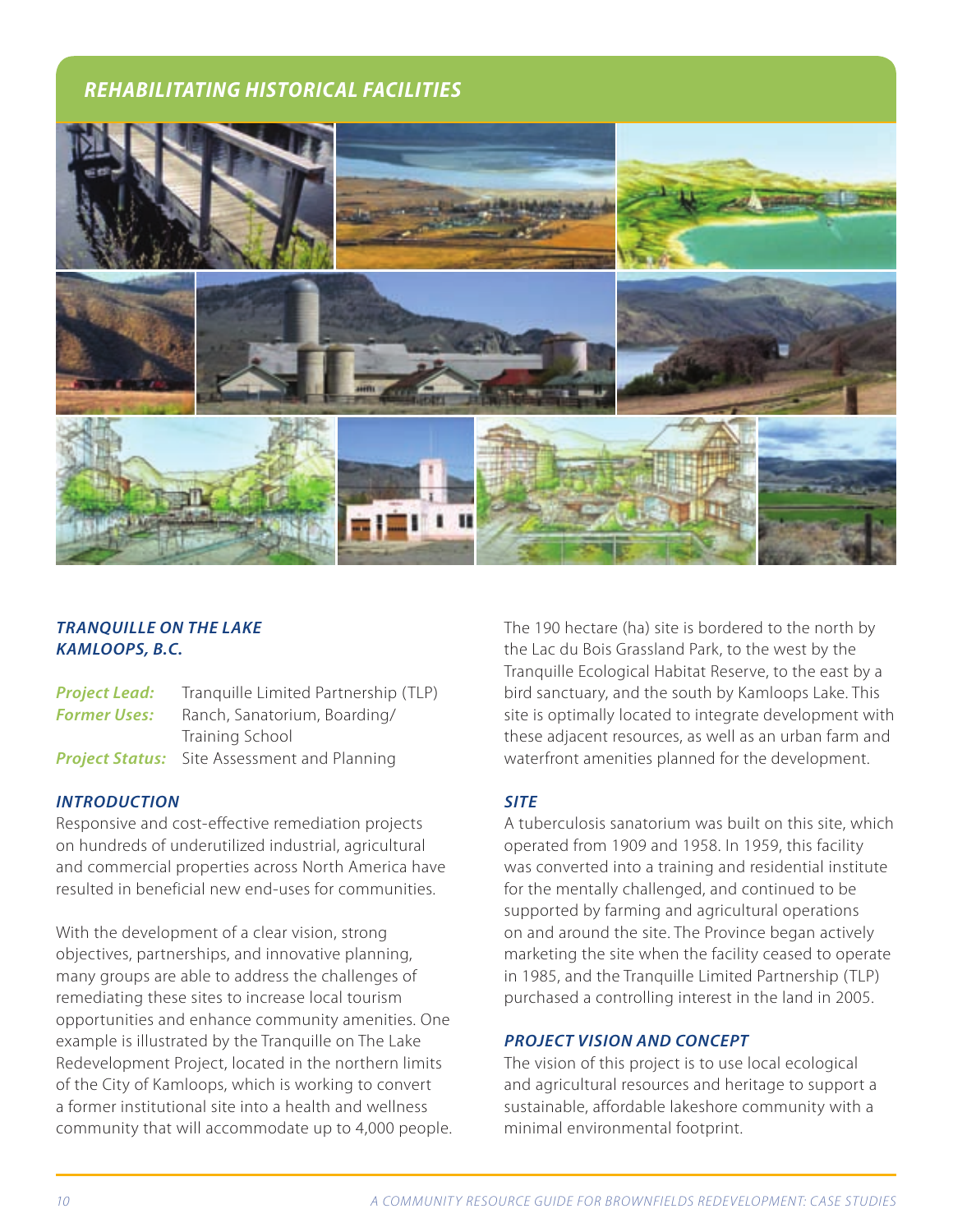## REHABILITATING HISTORICAL FACILITIES

### *TRANQUILLE ON THE LAKE KAMLOOPS, B.C.*

***Project Lead:*** Tranquille Limited Partnership (TLP)
***Former Uses:*** Ranch, Sanatorium, Boarding/Training School
***Project Status:*** Site Assessment and Planning

### *INTRODUCTION*

Responsive and cost-effective remediation projects on hundreds of underutilized industrial, agricultural and commercial properties across North America have resulted in beneficial new end-uses for communities.

With the development of a clear vision, strong objectives, partnerships, and innovative planning, many groups are able to address the challenges of remediating these sites to increase local tourism opportunities and enhance community amenities. One example is illustrated by the Tranquille on The Lake Redevelopment Project, located in the northern limits of the City of Kamloops, which is working to convert a former institutional site into a health and wellness community that will accommodate up to 4,000 people.

The 190 hectare (ha) site is bordered to the north by the Lac du Bois Grassland Park, to the west by the Tranquille Ecological Habitat Reserve, to the east by a bird sanctuary, and the south by Kamloops Lake. This site is optimally located to integrate development with these adjacent resources, as well as an urban farm and waterfront amenities planned for the development.

### *SITE*

A tuberculosis sanatorium was built on this site, which operated from 1909 and 1958. In 1959, this facility was converted into a training and residential institute for the mentally challenged, and continued to be supported by farming and agricultural operations on and around the site. The Province began actively marketing the site when the facility ceased to operate in 1985, and the Tranquille Limited Partnership (TLP) purchased a controlling interest in the land in 2005.

### *PROJECT VISION AND CONCEPT*

The vision of this project is to use local ecological and agricultural resources and heritage to support a sustainable, affordable lakeshore community with a minimal environmental footprint.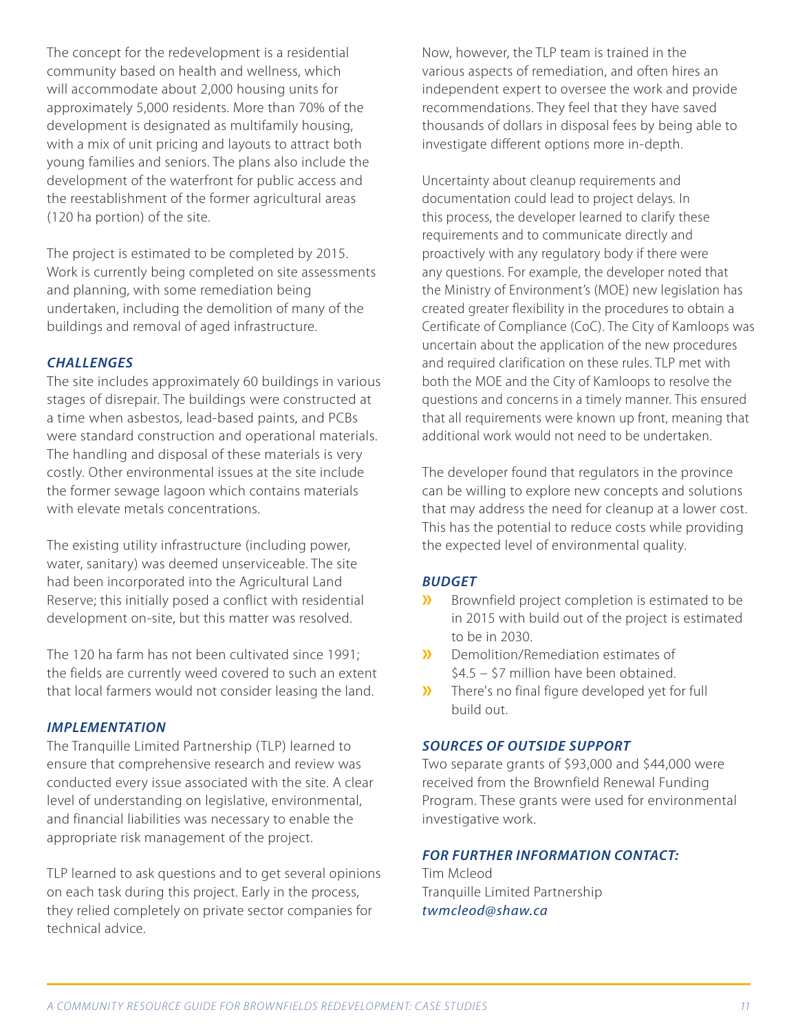The concept for the redevelopment is a residential community based on health and wellness, which will accommodate about 2,000 housing units for approximately 5,000 residents. More than 70% of the development is designated as multifamily housing, with a mix of unit pricing and layouts to attract both young families and seniors. The plans also include the development of the waterfront for public access and the reestablishment of the former agricultural areas (120 ha portion) of the site.

The project is estimated to be completed by 2015. Work is currently being completed on site assessments and planning, with some remediation being undertaken, including the demolition of many of the buildings and removal of aged infrastructure.

### *CHALLENGES*

The site includes approximately 60 buildings in various stages of disrepair. The buildings were constructed at a time when asbestos, lead-based paints, and PCBs were standard construction and operational materials. The handling and disposal of these materials is very costly. Other environmental issues at the site include the former sewage lagoon which contains materials with elevate metals concentrations.

The existing utility infrastructure (including power, water, sanitary) was deemed unserviceable. The site had been incorporated into the Agricultural Land Reserve; this initially posed a conflict with residential development on-site, but this matter was resolved.

The 120 ha farm has not been cultivated since 1991; the fields are currently weed covered to such an extent that local farmers would not consider leasing the land.

### *IMPLEMENTATION*

The Tranquille Limited Partnership (TLP) learned to ensure that comprehensive research and review was conducted every issue associated with the site. A clear level of understanding on legislative, environmental, and financial liabilities was necessary to enable the appropriate risk management of the project.

TLP learned to ask questions and to get several opinions on each task during this project. Early in the process, they relied completely on private sector companies for technical advice.

Now, however, the TLP team is trained in the various aspects of remediation, and often hires an independent expert to oversee the work and provide recommendations. They feel that they have saved thousands of dollars in disposal fees by being able to investigate different options more in-depth.

Uncertainty about cleanup requirements and documentation could lead to project delays. In this process, the developer learned to clarify these requirements and to communicate directly and proactively with any regulatory body if there were any questions. For example, the developer noted that the Ministry of Environment's (MOE) new legislation has created greater flexibility in the procedures to obtain a Certificate of Compliance (CoC). The City of Kamloops was uncertain about the application of the new procedures and required clarification on these rules. TLP met with both the MOE and the City of Kamloops to resolve the questions and concerns in a timely manner. This ensured that all requirements were known up front, meaning that additional work would not need to be undertaken.

The developer found that regulators in the province can be willing to explore new concepts and solutions that may address the need for cleanup at a lower cost. This has the potential to reduce costs while providing the expected level of environmental quality.

### *BUDGET*

- Brownfield project completion is estimated to be in 2015 with build out of the project is estimated to be in 2030.
- Demolition/Remediation estimates of $4.5 – $7 million have been obtained.
- There's no final figure developed yet for full build out.

### *SOURCES OF OUTSIDE SUPPORT*

Two separate grants of $93,000 and $44,000 were received from the Brownfield Renewal Funding Program. These grants were used for environmental investigative work.

### *FOR FURTHER INFORMATION CONTACT:*

Tim Mcleod
Tranquille Limited Partnership
*twmcleod@shaw.ca*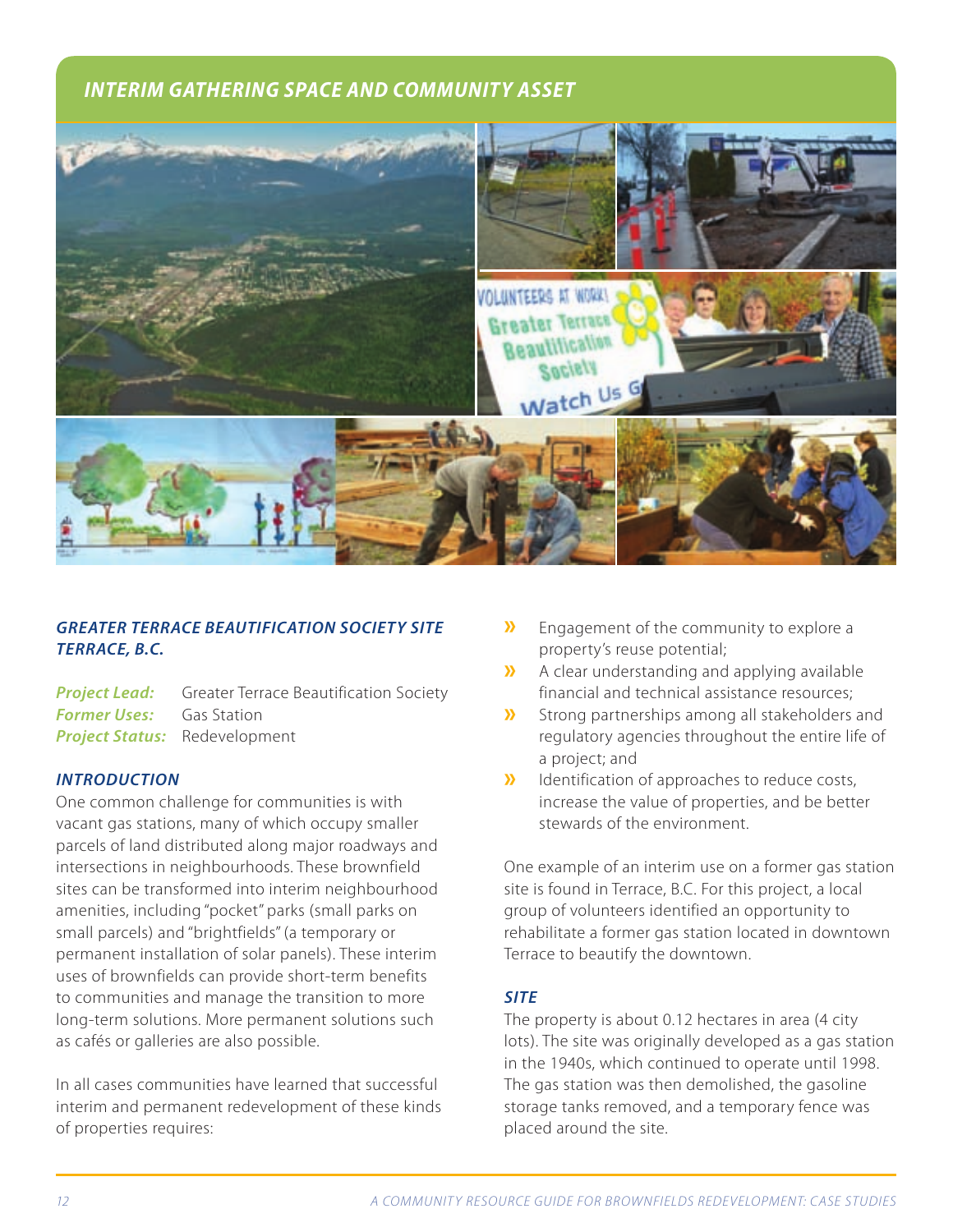## INTERIM GATHERING SPACE AND COMMUNITY ASSET

### GREATER TERRACE BEAUTIFICATION SOCIETY SITE TERRACE, B.C.

***Project Lead:*** Greater Terrace Beautification Society
***Former Uses:*** Gas Station
***Project Status:*** Redevelopment

### INTRODUCTION

One common challenge for communities is with vacant gas stations, many of which occupy smaller parcels of land distributed along major roadways and intersections in neighbourhoods. These brownfield sites can be transformed into interim neighbourhood amenities, including "pocket" parks (small parks on small parcels) and "brightfields" (a temporary or permanent installation of solar panels). These interim uses of brownfields can provide short-term benefits to communities and manage the transition to more long-term solutions. More permanent solutions such as cafés or galleries are also possible.

In all cases communities have learned that successful interim and permanent redevelopment of these kinds of properties requires:

- Engagement of the community to explore a property's reuse potential;
- A clear understanding and applying available financial and technical assistance resources;
- Strong partnerships among all stakeholders and regulatory agencies throughout the entire life of a project; and
- Identification of approaches to reduce costs, increase the value of properties, and be better stewards of the environment.

One example of an interim use on a former gas station site is found in Terrace, B.C. For this project, a local group of volunteers identified an opportunity to rehabilitate a former gas station located in downtown Terrace to beautify the downtown.

### SITE

The property is about 0.12 hectares in area (4 city lots). The site was originally developed as a gas station in the 1940s, which continued to operate until 1998. The gas station was then demolished, the gasoline storage tanks removed, and a temporary fence was placed around the site.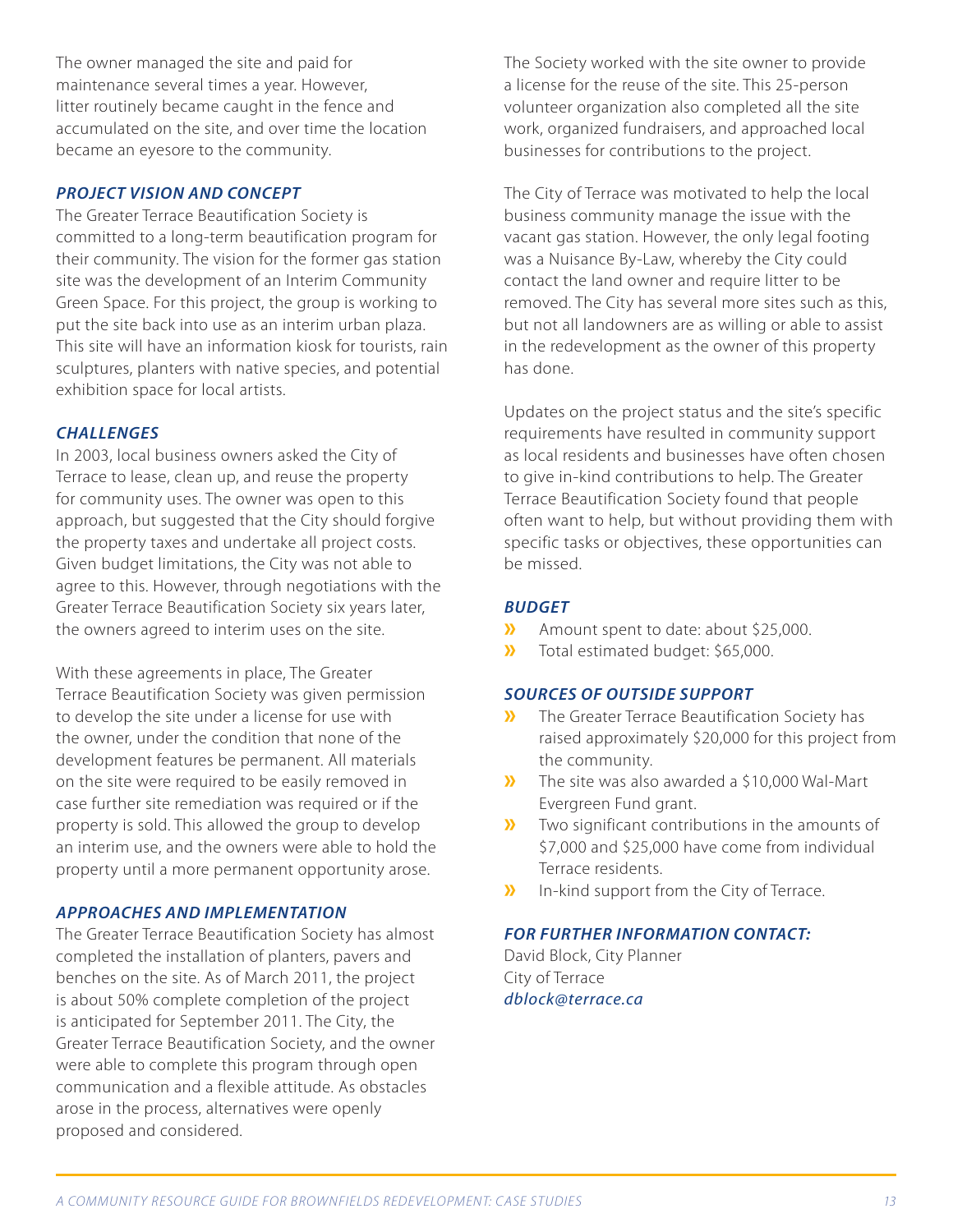The owner managed the site and paid for maintenance several times a year. However, litter routinely became caught in the fence and accumulated on the site, and over time the location became an eyesore to the community.

### *PROJECT VISION AND CONCEPT*

The Greater Terrace Beautification Society is committed to a long-term beautification program for their community. The vision for the former gas station site was the development of an Interim Community Green Space. For this project, the group is working to put the site back into use as an interim urban plaza. This site will have an information kiosk for tourists, rain sculptures, planters with native species, and potential exhibition space for local artists.

### *CHALLENGES*

In 2003, local business owners asked the City of Terrace to lease, clean up, and reuse the property for community uses. The owner was open to this approach, but suggested that the City should forgive the property taxes and undertake all project costs. Given budget limitations, the City was not able to agree to this. However, through negotiations with the Greater Terrace Beautification Society six years later, the owners agreed to interim uses on the site.

With these agreements in place, The Greater Terrace Beautification Society was given permission to develop the site under a license for use with the owner, under the condition that none of the development features be permanent. All materials on the site were required to be easily removed in case further site remediation was required or if the property is sold. This allowed the group to develop an interim use, and the owners were able to hold the property until a more permanent opportunity arose.

### *APPROACHES AND IMPLEMENTATION*

The Greater Terrace Beautification Society has almost completed the installation of planters, pavers and benches on the site. As of March 2011, the project is about 50% complete completion of the project is anticipated for September 2011. The City, the Greater Terrace Beautification Society, and the owner were able to complete this program through open communication and a flexible attitude. As obstacles arose in the process, alternatives were openly proposed and considered.

The Society worked with the site owner to provide a license for the reuse of the site. This 25-person volunteer organization also completed all the site work, organized fundraisers, and approached local businesses for contributions to the project.

The City of Terrace was motivated to help the local business community manage the issue with the vacant gas station. However, the only legal footing was a Nuisance By-Law, whereby the City could contact the land owner and require litter to be removed. The City has several more sites such as this, but not all landowners are as willing or able to assist in the redevelopment as the owner of this property has done.

Updates on the project status and the site's specific requirements have resulted in community support as local residents and businesses have often chosen to give in-kind contributions to help. The Greater Terrace Beautification Society found that people often want to help, but without providing them with specific tasks or objectives, these opportunities can be missed.

### *BUDGET*

- Amount spent to date: about $25,000.
- Total estimated budget: $65,000.

### *SOURCES OF OUTSIDE SUPPORT*

- The Greater Terrace Beautification Society has raised approximately $20,000 for this project from the community.
- The site was also awarded a $10,000 Wal-Mart Evergreen Fund grant.
- Two significant contributions in the amounts of $7,000 and $25,000 have come from individual Terrace residents.
- In-kind support from the City of Terrace.

### *FOR FURTHER INFORMATION CONTACT:*

David Block, City Planner
City of Terrace
*dblock@terrace.ca*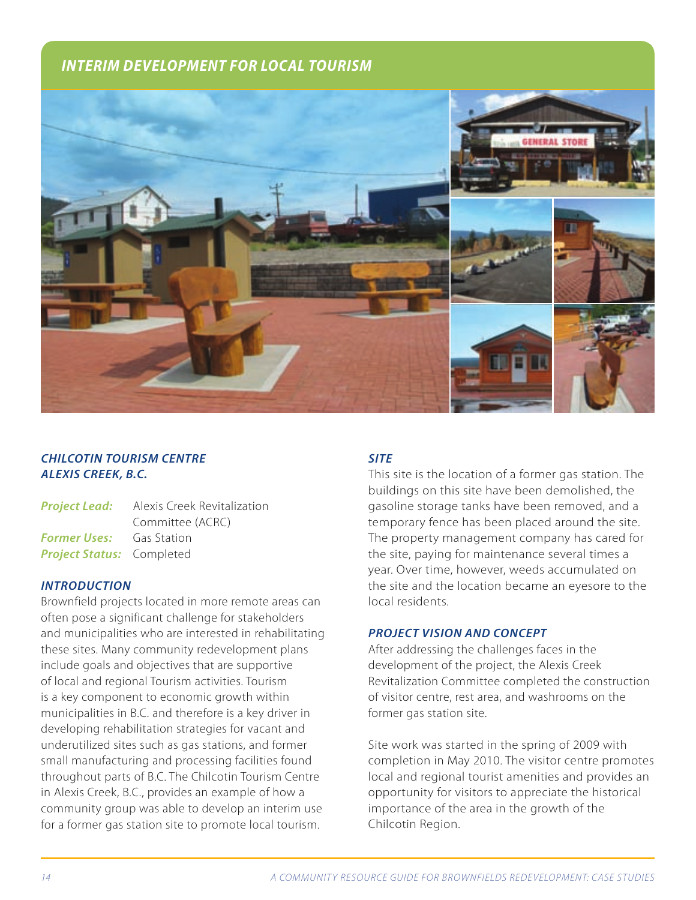## INTERIM DEVELOPMENT FOR LOCAL TOURISM

### *CHILCOTIN TOURISM CENTRE ALEXIS CREEK, B.C.*

***Project Lead:*** Alexis Creek Revitalization Committee (ACRC)
***Former Uses:*** Gas Station
***Project Status:*** Completed

### *INTRODUCTION*

Brownfield projects located in more remote areas can often pose a significant challenge for stakeholders and municipalities who are interested in rehabilitating these sites. Many community redevelopment plans include goals and objectives that are supportive of local and regional Tourism activities. Tourism is a key component to economic growth within municipalities in B.C. and therefore is a key driver in developing rehabilitation strategies for vacant and underutilized sites such as gas stations, and former small manufacturing and processing facilities found throughout parts of B.C. The Chilcotin Tourism Centre in Alexis Creek, B.C., provides an example of how a community group was able to develop an interim use for a former gas station site to promote local tourism.

### *SITE*

This site is the location of a former gas station. The buildings on this site have been demolished, the gasoline storage tanks have been removed, and a temporary fence has been placed around the site. The property management company has cared for the site, paying for maintenance several times a year. Over time, however, weeds accumulated on the site and the location became an eyesore to the local residents.

### *PROJECT VISION AND CONCEPT*

After addressing the challenges faces in the development of the project, the Alexis Creek Revitalization Committee completed the construction of visitor centre, rest area, and washrooms on the former gas station site.

Site work was started in the spring of 2009 with completion in May 2010. The visitor centre promotes local and regional tourist amenities and provides an opportunity for visitors to appreciate the historical importance of the area in the growth of the Chilcotin Region.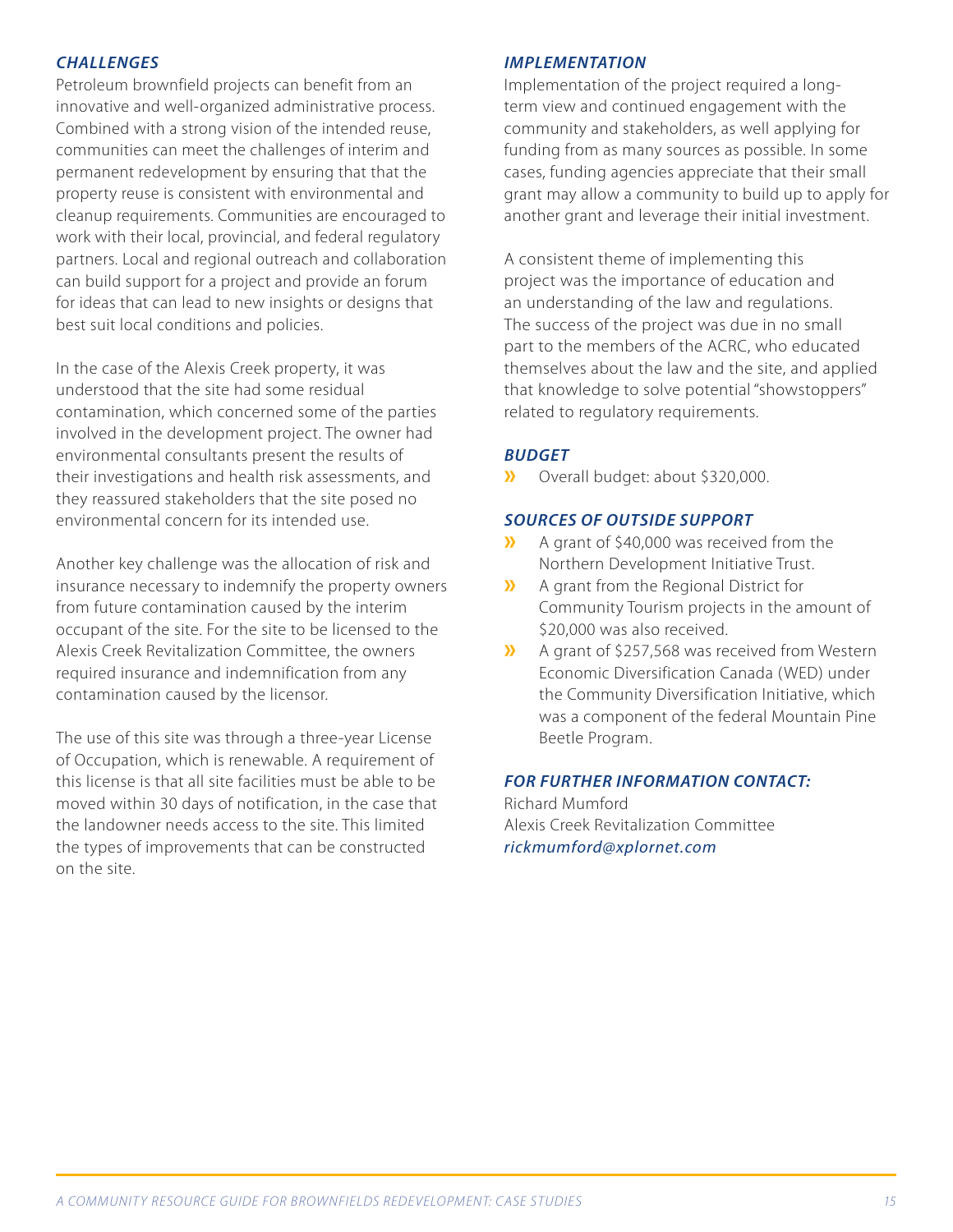### *CHALLENGES*

Petroleum brownfield projects can benefit from an innovative and well-organized administrative process. Combined with a strong vision of the intended reuse, communities can meet the challenges of interim and permanent redevelopment by ensuring that that the property reuse is consistent with environmental and cleanup requirements. Communities are encouraged to work with their local, provincial, and federal regulatory partners. Local and regional outreach and collaboration can build support for a project and provide an forum for ideas that can lead to new insights or designs that best suit local conditions and policies.

In the case of the Alexis Creek property, it was understood that the site had some residual contamination, which concerned some of the parties involved in the development project. The owner had environmental consultants present the results of their investigations and health risk assessments, and they reassured stakeholders that the site posed no environmental concern for its intended use.

Another key challenge was the allocation of risk and insurance necessary to indemnify the property owners from future contamination caused by the interim occupant of the site. For the site to be licensed to the Alexis Creek Revitalization Committee, the owners required insurance and indemnification from any contamination caused by the licensor.

The use of this site was through a three-year License of Occupation, which is renewable. A requirement of this license is that all site facilities must be able to be moved within 30 days of notification, in the case that the landowner needs access to the site. This limited the types of improvements that can be constructed on the site.

### *IMPLEMENTATION*

Implementation of the project required a long-term view and continued engagement with the community and stakeholders, as well applying for funding from as many sources as possible. In some cases, funding agencies appreciate that their small grant may allow a community to build up to apply for another grant and leverage their initial investment.

A consistent theme of implementing this project was the importance of education and an understanding of the law and regulations. The success of the project was due in no small part to the members of the ACRC, who educated themselves about the law and the site, and applied that knowledge to solve potential "showstoppers" related to regulatory requirements.

### *BUDGET*

- Overall budget: about $320,000.

### *SOURCES OF OUTSIDE SUPPORT*

- A grant of $40,000 was received from the Northern Development Initiative Trust.
- A grant from the Regional District for Community Tourism projects in the amount of $20,000 was also received.
- A grant of $257,568 was received from Western Economic Diversification Canada (WED) under the Community Diversification Initiative, which was a component of the federal Mountain Pine Beetle Program.

### *FOR FURTHER INFORMATION CONTACT:*

Richard Mumford
Alexis Creek Revitalization Committee
*rickmumford@xplornet.com*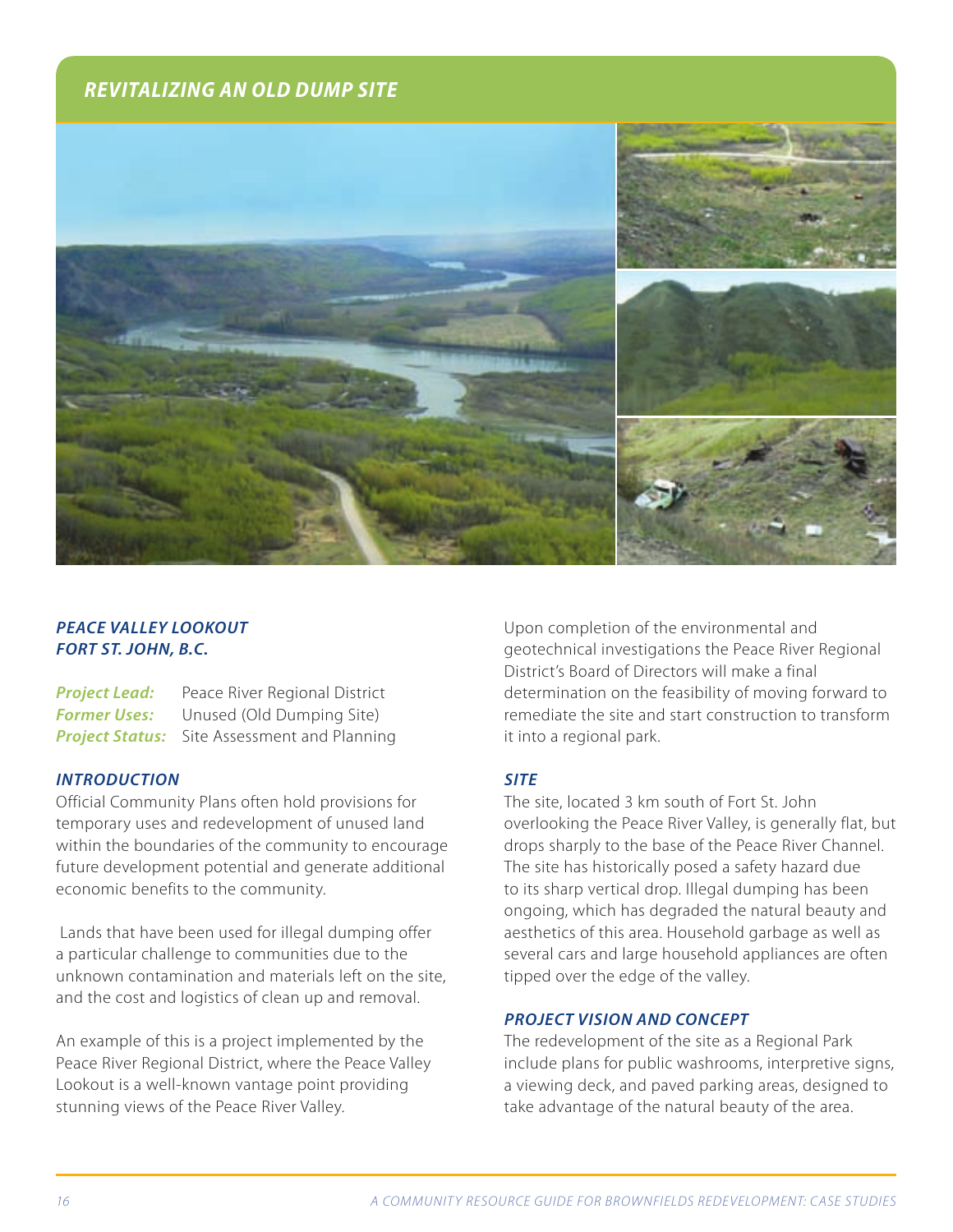## REVITALIZING AN OLD DUMP SITE

### *PEACE VALLEY LOOKOUT*
### *FORT ST. JOHN, B.C.*

***Project Lead:*** Peace River Regional District
***Former Uses:*** Unused (Old Dumping Site)
***Project Status:*** Site Assessment and Planning

### *INTRODUCTION*

Official Community Plans often hold provisions for temporary uses and redevelopment of unused land within the boundaries of the community to encourage future development potential and generate additional economic benefits to the community.

Lands that have been used for illegal dumping offer a particular challenge to communities due to the unknown contamination and materials left on the site, and the cost and logistics of clean up and removal.

An example of this is a project implemented by the Peace River Regional District, where the Peace Valley Lookout is a well-known vantage point providing stunning views of the Peace River Valley.

Upon completion of the environmental and geotechnical investigations the Peace River Regional District's Board of Directors will make a final determination on the feasibility of moving forward to remediate the site and start construction to transform it into a regional park.

### *SITE*

The site, located 3 km south of Fort St. John overlooking the Peace River Valley, is generally flat, but drops sharply to the base of the Peace River Channel. The site has historically posed a safety hazard due to its sharp vertical drop. Illegal dumping has been ongoing, which has degraded the natural beauty and aesthetics of this area. Household garbage as well as several cars and large household appliances are often tipped over the edge of the valley.

### *PROJECT VISION AND CONCEPT*

The redevelopment of the site as a Regional Park include plans for public washrooms, interpretive signs, a viewing deck, and paved parking areas, designed to take advantage of the natural beauty of the area.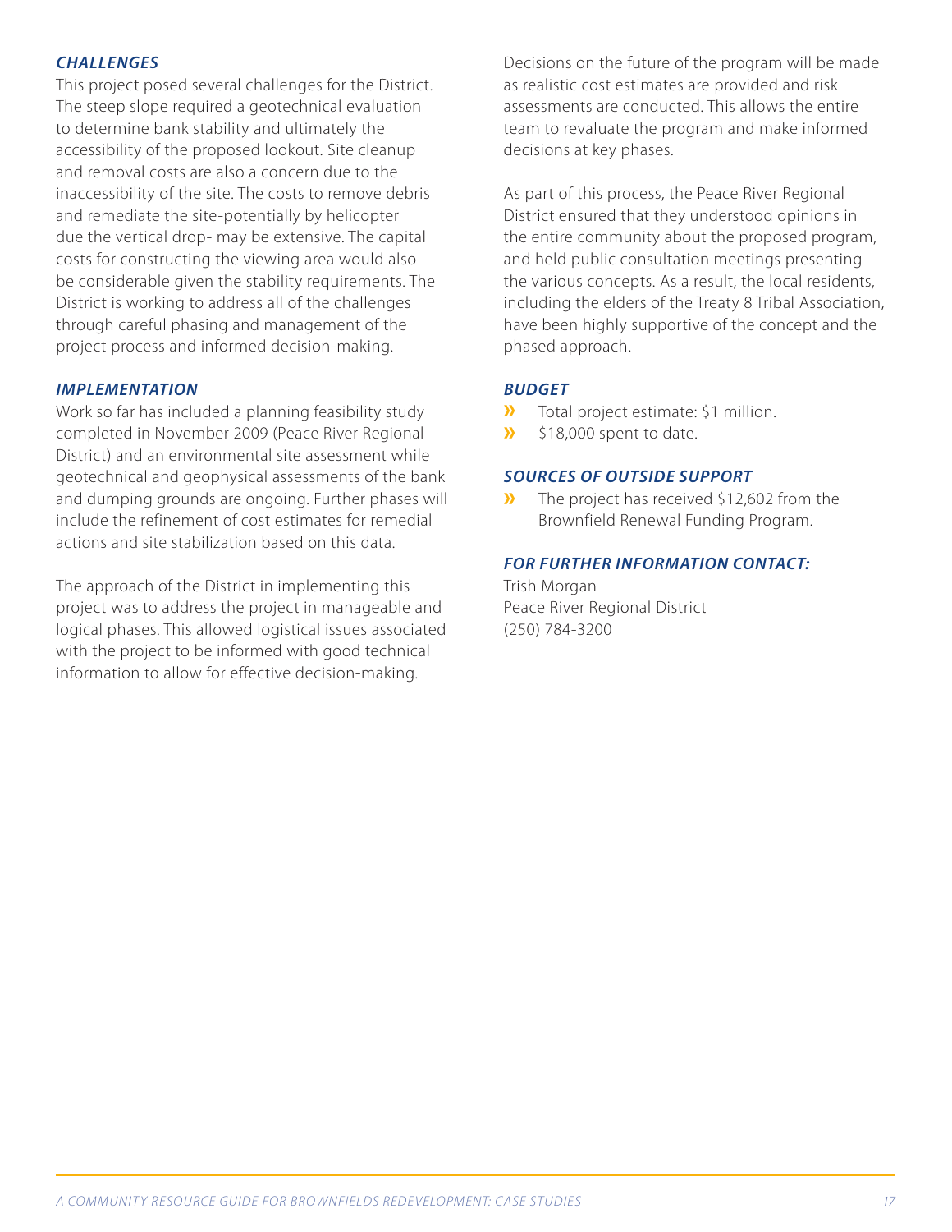### *CHALLENGES*

This project posed several challenges for the District. The steep slope required a geotechnical evaluation to determine bank stability and ultimately the accessibility of the proposed lookout. Site cleanup and removal costs are also a concern due to the inaccessibility of the site. The costs to remove debris and remediate the site-potentially by helicopter due the vertical drop- may be extensive. The capital costs for constructing the viewing area would also be considerable given the stability requirements. The District is working to address all of the challenges through careful phasing and management of the project process and informed decision-making.

### *IMPLEMENTATION*

Work so far has included a planning feasibility study completed in November 2009 (Peace River Regional District) and an environmental site assessment while geotechnical and geophysical assessments of the bank and dumping grounds are ongoing. Further phases will include the refinement of cost estimates for remedial actions and site stabilization based on this data.

The approach of the District in implementing this project was to address the project in manageable and logical phases. This allowed logistical issues associated with the project to be informed with good technical information to allow for effective decision-making.

Decisions on the future of the program will be made as realistic cost estimates are provided and risk assessments are conducted. This allows the entire team to revaluate the program and make informed decisions at key phases.

As part of this process, the Peace River Regional District ensured that they understood opinions in the entire community about the proposed program, and held public consultation meetings presenting the various concepts. As a result, the local residents, including the elders of the Treaty 8 Tribal Association, have been highly supportive of the concept and the phased approach.

### *BUDGET*

- Total project estimate: $1 million.
- $18,000 spent to date.

### *SOURCES OF OUTSIDE SUPPORT*

- The project has received $12,602 from the Brownfield Renewal Funding Program.

### *FOR FURTHER INFORMATION CONTACT:*

Trish Morgan
Peace River Regional District
(250) 784-3200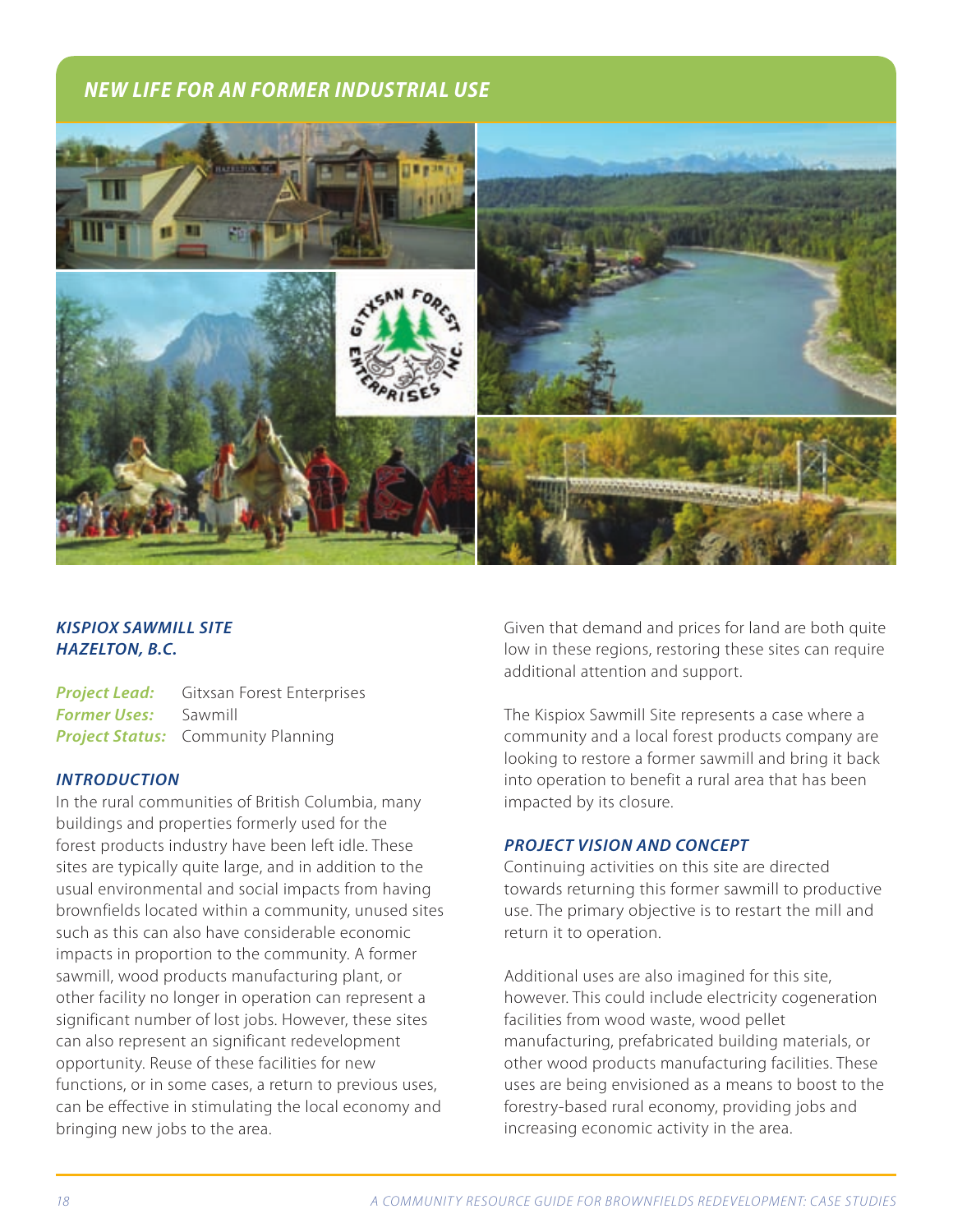## NEW LIFE FOR AN FORMER INDUSTRIAL USE

### *KISPIOX SAWMILL SITE HAZELTON, B.C.*

***Project Lead:*** Gitxsan Forest Enterprises
***Former Uses:*** Sawmill
***Project Status:*** Community Planning

### *INTRODUCTION*

In the rural communities of British Columbia, many buildings and properties formerly used for the forest products industry have been left idle. These sites are typically quite large, and in addition to the usual environmental and social impacts from having brownfields located within a community, unused sites such as this can also have considerable economic impacts in proportion to the community. A former sawmill, wood products manufacturing plant, or other facility no longer in operation can represent a significant number of lost jobs. However, these sites can also represent an significant redevelopment opportunity. Reuse of these facilities for new functions, or in some cases, a return to previous uses, can be effective in stimulating the local economy and bringing new jobs to the area.

Given that demand and prices for land are both quite low in these regions, restoring these sites can require additional attention and support.

The Kispiox Sawmill Site represents a case where a community and a local forest products company are looking to restore a former sawmill and bring it back into operation to benefit a rural area that has been impacted by its closure.

### *PROJECT VISION AND CONCEPT*

Continuing activities on this site are directed towards returning this former sawmill to productive use. The primary objective is to restart the mill and return it to operation.

Additional uses are also imagined for this site, however. This could include electricity cogeneration facilities from wood waste, wood pellet manufacturing, prefabricated building materials, or other wood products manufacturing facilities. These uses are being envisioned as a means to boost to the forestry-based rural economy, providing jobs and increasing economic activity in the area.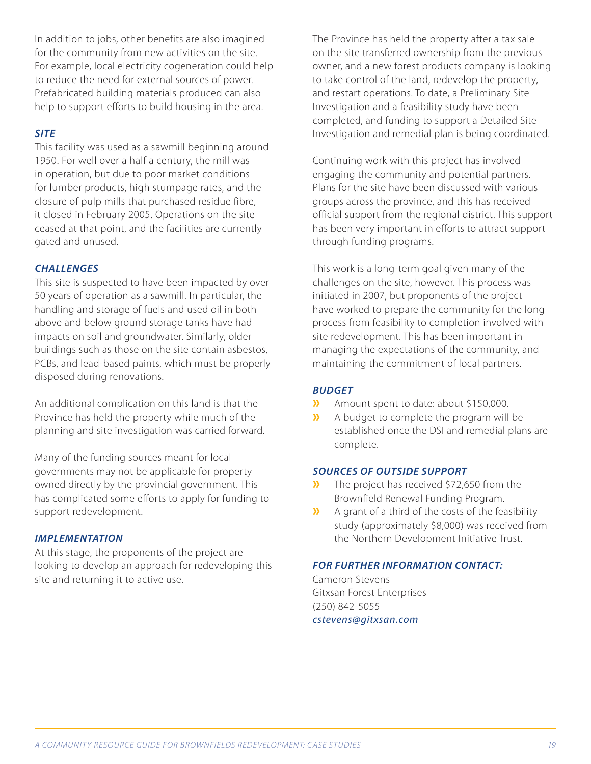In addition to jobs, other benefits are also imagined for the community from new activities on the site. For example, local electricity cogeneration could help to reduce the need for external sources of power. Prefabricated building materials produced can also help to support efforts to build housing in the area.

### SITE

This facility was used as a sawmill beginning around 1950. For well over a half a century, the mill was in operation, but due to poor market conditions for lumber products, high stumpage rates, and the closure of pulp mills that purchased residue fibre, it closed in February 2005. Operations on the site ceased at that point, and the facilities are currently gated and unused.

### CHALLENGES

This site is suspected to have been impacted by over 50 years of operation as a sawmill. In particular, the handling and storage of fuels and used oil in both above and below ground storage tanks have had impacts on soil and groundwater. Similarly, older buildings such as those on the site contain asbestos, PCBs, and lead-based paints, which must be properly disposed during renovations.

An additional complication on this land is that the Province has held the property while much of the planning and site investigation was carried forward.

Many of the funding sources meant for local governments may not be applicable for property owned directly by the provincial government. This has complicated some efforts to apply for funding to support redevelopment.

### IMPLEMENTATION

At this stage, the proponents of the project are looking to develop an approach for redeveloping this site and returning it to active use.

The Province has held the property after a tax sale on the site transferred ownership from the previous owner, and a new forest products company is looking to take control of the land, redevelop the property, and restart operations. To date, a Preliminary Site Investigation and a feasibility study have been completed, and funding to support a Detailed Site Investigation and remedial plan is being coordinated.

Continuing work with this project has involved engaging the community and potential partners. Plans for the site have been discussed with various groups across the province, and this has received official support from the regional district. This support has been very important in efforts to attract support through funding programs.

This work is a long-term goal given many of the challenges on the site, however. This process was initiated in 2007, but proponents of the project have worked to prepare the community for the long process from feasibility to completion involved with site redevelopment. This has been important in managing the expectations of the community, and maintaining the commitment of local partners.

### BUDGET

- Amount spent to date: about $150,000.
- A budget to complete the program will be established once the DSI and remedial plans are complete.

### SOURCES OF OUTSIDE SUPPORT

- The project has received $72,650 from the Brownfield Renewal Funding Program.
- A grant of a third of the costs of the feasibility study (approximately $8,000) was received from the Northern Development Initiative Trust.

### FOR FURTHER INFORMATION CONTACT:

Cameron Stevens
Gitxsan Forest Enterprises
(250) 842-5055
*cstevens@gitxsan.com*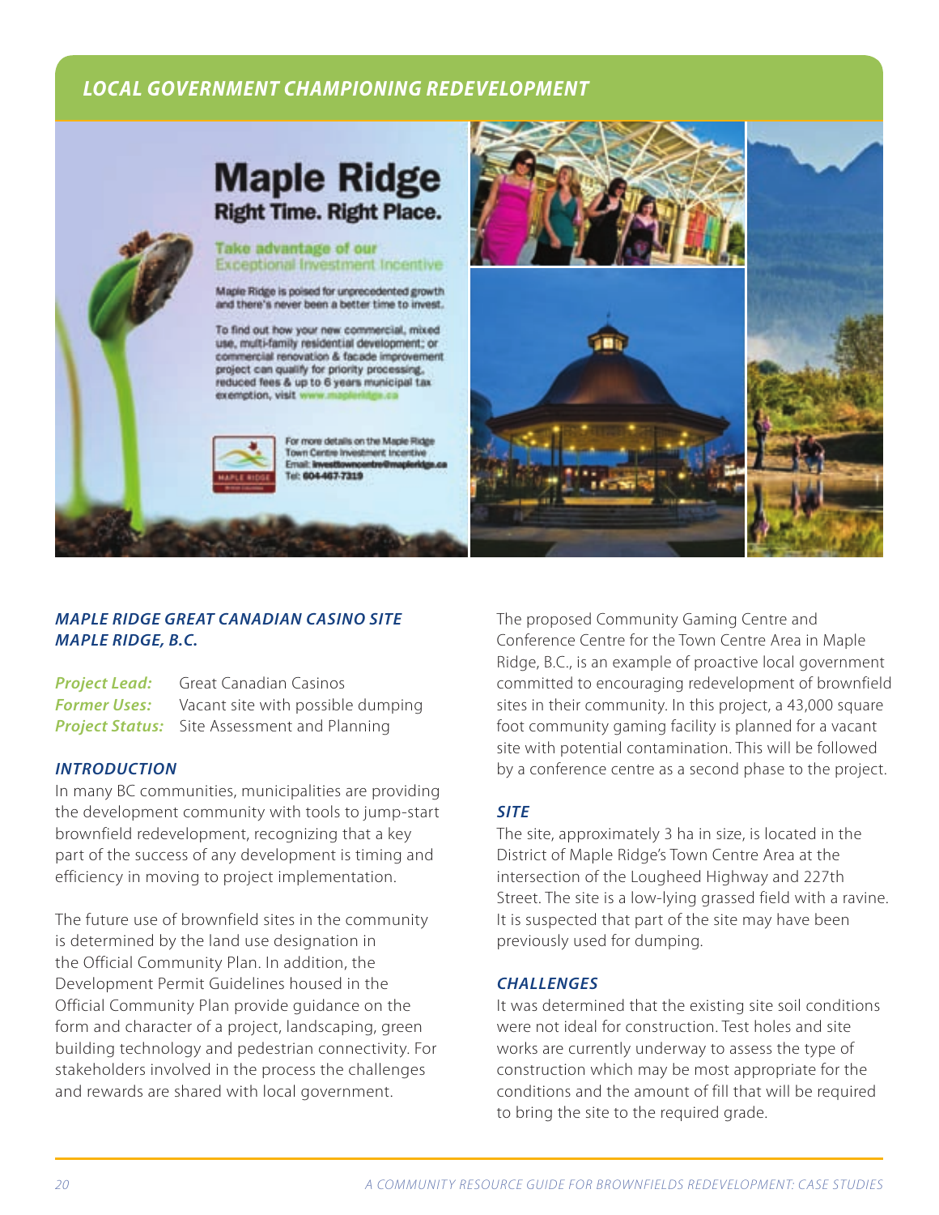## LOCAL GOVERNMENT CHAMPIONING REDEVELOPMENT

### *MAPLE RIDGE GREAT CANADIAN CASINO SITE*
### *MAPLE RIDGE, B.C.*

***Project Lead:*** Great Canadian Casinos
***Former Uses:*** Vacant site with possible dumping
***Project Status:*** Site Assessment and Planning

### *INTRODUCTION*

In many BC communities, municipalities are providing the development community with tools to jump-start brownfield redevelopment, recognizing that a key part of the success of any development is timing and efficiency in moving to project implementation.

The future use of brownfield sites in the community is determined by the land use designation in the Official Community Plan. In addition, the Development Permit Guidelines housed in the Official Community Plan provide guidance on the form and character of a project, landscaping, green building technology and pedestrian connectivity. For stakeholders involved in the process the challenges and rewards are shared with local government.

The proposed Community Gaming Centre and Conference Centre for the Town Centre Area in Maple Ridge, B.C., is an example of proactive local government committed to encouraging redevelopment of brownfield sites in their community. In this project, a 43,000 square foot community gaming facility is planned for a vacant site with potential contamination. This will be followed by a conference centre as a second phase to the project.

### *SITE*

The site, approximately 3 ha in size, is located in the District of Maple Ridge's Town Centre Area at the intersection of the Lougheed Highway and 227th Street. The site is a low-lying grassed field with a ravine. It is suspected that part of the site may have been previously used for dumping.

### *CHALLENGES*

It was determined that the existing site soil conditions were not ideal for construction. Test holes and site works are currently underway to assess the type of construction which may be most appropriate for the conditions and the amount of fill that will be required to bring the site to the required grade.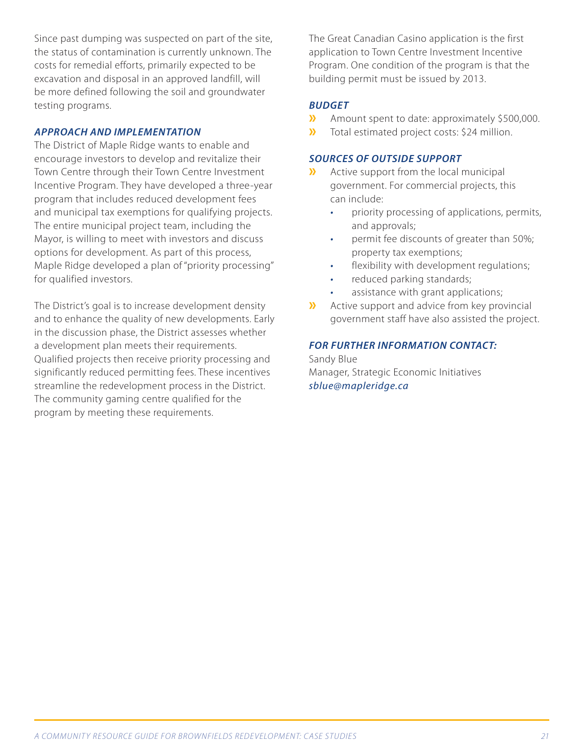Since past dumping was suspected on part of the site, the status of contamination is currently unknown. The costs for remedial efforts, primarily expected to be excavation and disposal in an approved landfill, will be more defined following the soil and groundwater testing programs.

### *APPROACH AND IMPLEMENTATION*

The District of Maple Ridge wants to enable and encourage investors to develop and revitalize their Town Centre through their Town Centre Investment Incentive Program. They have developed a three-year program that includes reduced development fees and municipal tax exemptions for qualifying projects. The entire municipal project team, including the Mayor, is willing to meet with investors and discuss options for development. As part of this process, Maple Ridge developed a plan of "priority processing" for qualified investors.

The District's goal is to increase development density and to enhance the quality of new developments. Early in the discussion phase, the District assesses whether a development plan meets their requirements. Qualified projects then receive priority processing and significantly reduced permitting fees. These incentives streamline the redevelopment process in the District. The community gaming centre qualified for the program by meeting these requirements.

The Great Canadian Casino application is the first application to Town Centre Investment Incentive Program. One condition of the program is that the building permit must be issued by 2013.

### *BUDGET*

- Amount spent to date: approximately $500,000.
- Total estimated project costs: $24 million.

### *SOURCES OF OUTSIDE SUPPORT*

- Active support from the local municipal government. For commercial projects, this can include:
  - priority processing of applications, permits, and approvals;
  - permit fee discounts of greater than 50%; property tax exemptions;
  - flexibility with development regulations;
  - reduced parking standards;
  - assistance with grant applications;
- Active support and advice from key provincial government staff have also assisted the project.

### *FOR FURTHER INFORMATION CONTACT:*

Sandy Blue
Manager, Strategic Economic Initiatives
*sblue@mapleridge.ca*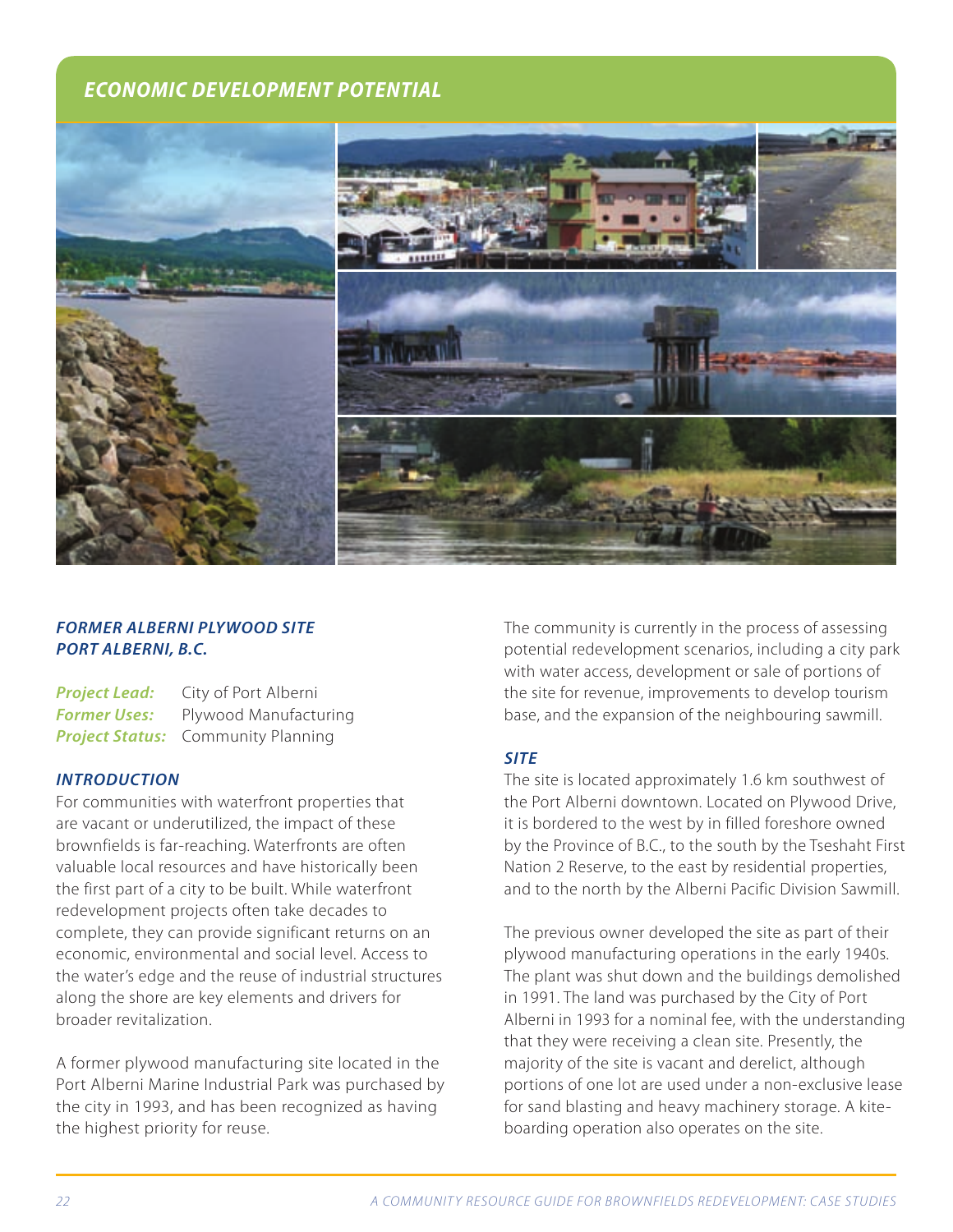## ECONOMIC DEVELOPMENT POTENTIAL

### *FORMER ALBERNI PLYWOOD SITE*
### *PORT ALBERNI, B.C.*

***Project Lead:*** City of Port Alberni
***Former Uses:*** Plywood Manufacturing
***Project Status:*** Community Planning

### *INTRODUCTION*

For communities with waterfront properties that are vacant or underutilized, the impact of these brownfields is far-reaching. Waterfronts are often valuable local resources and have historically been the first part of a city to be built. While waterfront redevelopment projects often take decades to complete, they can provide significant returns on an economic, environmental and social level. Access to the water's edge and the reuse of industrial structures along the shore are key elements and drivers for broader revitalization.

A former plywood manufacturing site located in the Port Alberni Marine Industrial Park was purchased by the city in 1993, and has been recognized as having the highest priority for reuse.

The community is currently in the process of assessing potential redevelopment scenarios, including a city park with water access, development or sale of portions of the site for revenue, improvements to develop tourism base, and the expansion of the neighbouring sawmill.

### *SITE*

The site is located approximately 1.6 km southwest of the Port Alberni downtown. Located on Plywood Drive, it is bordered to the west by in filled foreshore owned by the Province of B.C., to the south by the Tseshaht First Nation 2 Reserve, to the east by residential properties, and to the north by the Alberni Pacific Division Sawmill.

The previous owner developed the site as part of their plywood manufacturing operations in the early 1940s. The plant was shut down and the buildings demolished in 1991. The land was purchased by the City of Port Alberni in 1993 for a nominal fee, with the understanding that they were receiving a clean site. Presently, the majority of the site is vacant and derelict, although portions of one lot are used under a non-exclusive lease for sand blasting and heavy machinery storage. A kite-boarding operation also operates on the site.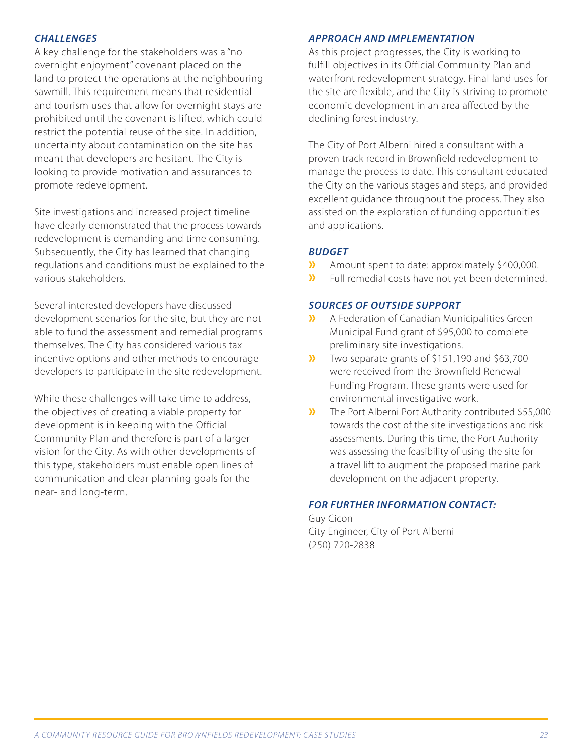### *CHALLENGES*

A key challenge for the stakeholders was a "no overnight enjoyment" covenant placed on the land to protect the operations at the neighbouring sawmill. This requirement means that residential and tourism uses that allow for overnight stays are prohibited until the covenant is lifted, which could restrict the potential reuse of the site. In addition, uncertainty about contamination on the site has meant that developers are hesitant. The City is looking to provide motivation and assurances to promote redevelopment.

Site investigations and increased project timeline have clearly demonstrated that the process towards redevelopment is demanding and time consuming. Subsequently, the City has learned that changing regulations and conditions must be explained to the various stakeholders.

Several interested developers have discussed development scenarios for the site, but they are not able to fund the assessment and remedial programs themselves. The City has considered various tax incentive options and other methods to encourage developers to participate in the site redevelopment.

While these challenges will take time to address, the objectives of creating a viable property for development is in keeping with the Official Community Plan and therefore is part of a larger vision for the City. As with other developments of this type, stakeholders must enable open lines of communication and clear planning goals for the near- and long-term.

### *APPROACH AND IMPLEMENTATION*

As this project progresses, the City is working to fulfill objectives in its Official Community Plan and waterfront redevelopment strategy. Final land uses for the site are flexible, and the City is striving to promote economic development in an area affected by the declining forest industry.

The City of Port Alberni hired a consultant with a proven track record in Brownfield redevelopment to manage the process to date. This consultant educated the City on the various stages and steps, and provided excellent guidance throughout the process. They also assisted on the exploration of funding opportunities and applications.

### *BUDGET*

- Amount spent to date: approximately $400,000.
- Full remedial costs have not yet been determined.

### *SOURCES OF OUTSIDE SUPPORT*

- A Federation of Canadian Municipalities Green Municipal Fund grant of $95,000 to complete preliminary site investigations.
- Two separate grants of $151,190 and $63,700 were received from the Brownfield Renewal Funding Program. These grants were used for environmental investigative work.
- The Port Alberni Port Authority contributed $55,000 towards the cost of the site investigations and risk assessments. During this time, the Port Authority was assessing the feasibility of using the site for a travel lift to augment the proposed marine park development on the adjacent property.

### *FOR FURTHER INFORMATION CONTACT:*

Guy Cicon
City Engineer, City of Port Alberni
(250) 720-2838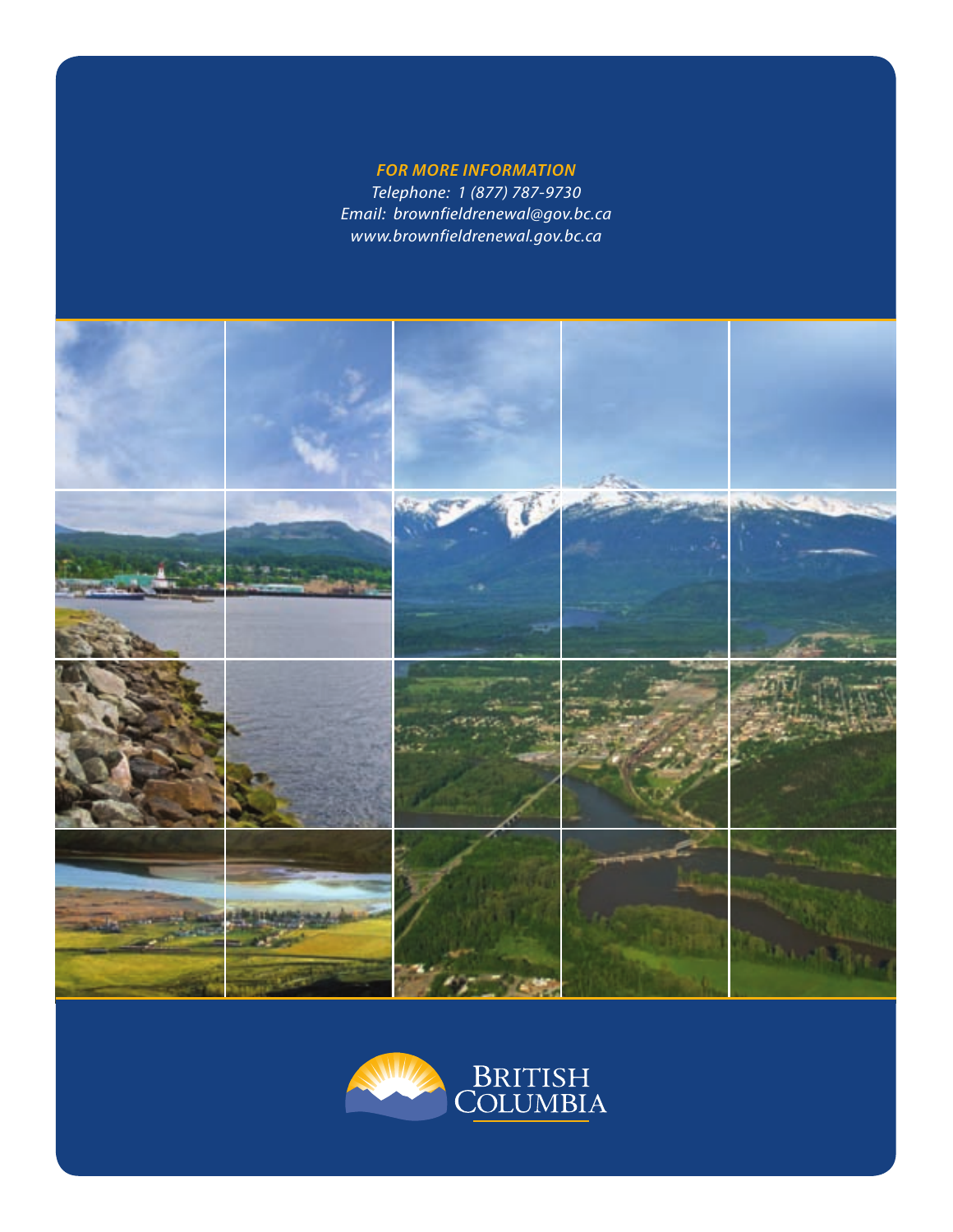***FOR MORE INFORMATION***

*Telephone: 1 (877) 787-9730*
*Email: brownfieldrenewal@gov.bc.ca*
*www.brownfieldrenewal.gov.bc.ca*

BRITISH COLUMBIA